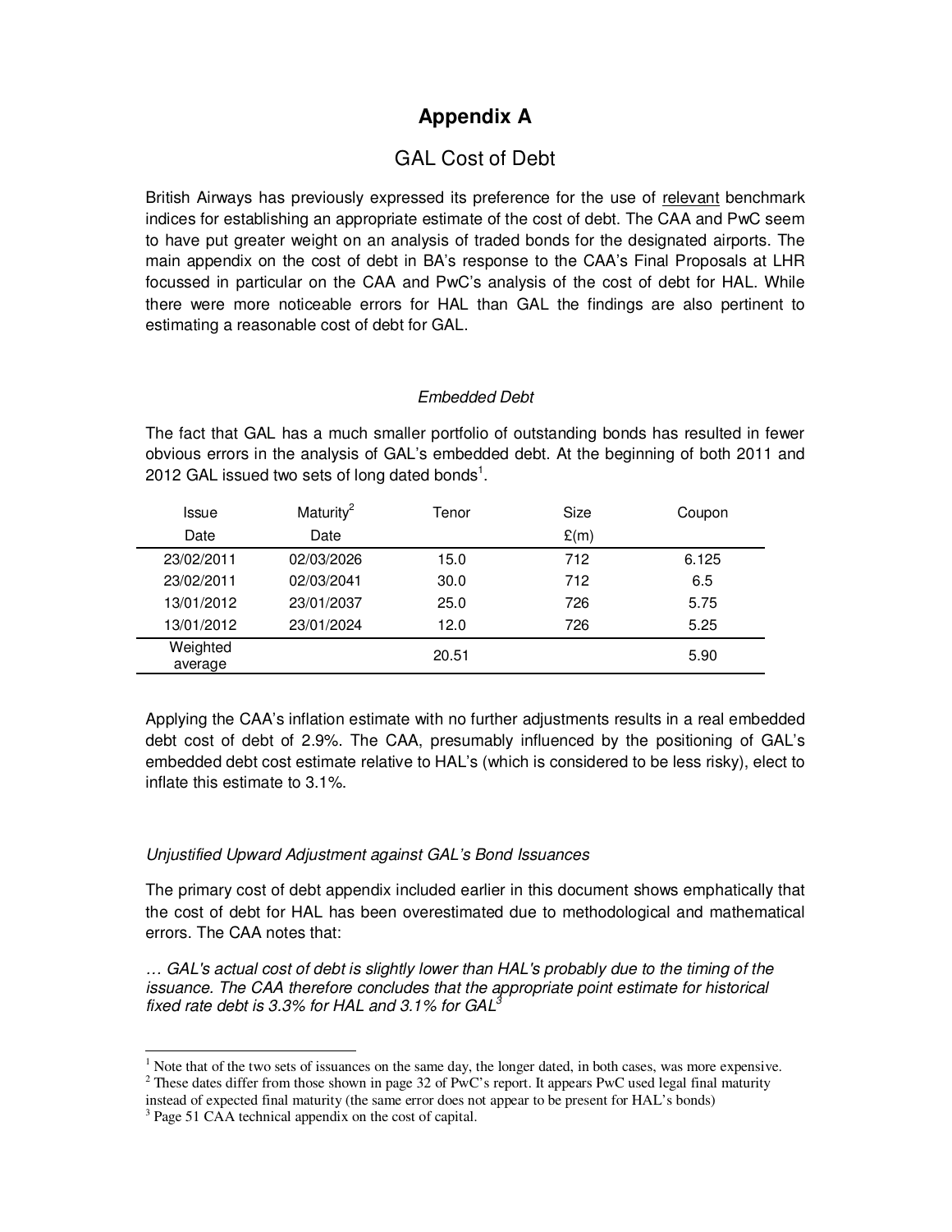# Appendix A

## GAL Cost of Debt

British Airways has previously expressed its preference for the use of <u>relevant</u> benchmark indices for establishing an appropriate estimate of the cost of debt. The CAA and PwC seem to have put greater weight on an analysis of traded bonds for the designated airports. The main appendix on the cost of debt in BA's response to the CAA's Final Proposals at LHR focussed in particular on the CAA and PwC's analysis of the cost of debt for HAL. While there were more noticeable errors for HAL than GAL the findings are also pertinent to estimating a reasonable cost of debt for GAL.

*Embedded Debt*

The fact that GAL has a much smaller portfolio of outstanding bonds has resulted in fewer obvious errors in the analysis of GAL's embedded debt. At the beginning of both 2011 and 2012 GAL issued two sets of long dated bonds[1].

| Issue Date | Maturity[2] Date | Tenor | Size £(m) | Coupon |
|---|---|---|---|---|
| 23/02/2011 | 02/03/2026 | 15.0 | 712 | 6.125 |
| 23/02/2011 | 02/03/2041 | 30.0 | 712 | 6.5 |
| 13/01/2012 | 23/01/2037 | 25.0 | 726 | 5.75 |
| 13/01/2012 | 23/01/2024 | 12.0 | 726 | 5.25 |
| Weighted average | | 20.51 | | 5.90 |

Applying the CAA's inflation estimate with no further adjustments results in a real embedded debt cost of debt of 2.9%. The CAA, presumably influenced by the positioning of GAL's embedded debt cost estimate relative to HAL's (which is considered to be less risky), elect to inflate this estimate to 3.1%.

*Unjustified Upward Adjustment against GAL's Bond Issuances*

The primary cost of debt appendix included earlier in this document shows emphatically that the cost of debt for HAL has been overestimated due to methodological and mathematical errors. The CAA notes that:

*… GAL's actual cost of debt is slightly lower than HAL's probably due to the timing of the issuance. The CAA therefore concludes that the appropriate point estimate for historical fixed rate debt is 3.3% for HAL and 3.1% for GAL*[3]

---

[1] Note that of the two sets of issuances on the same day, the longer dated, in both cases, was more expensive.

[2] These dates differ from those shown in page 32 of PwC's report. It appears PwC used legal final maturity instead of expected final maturity (the same error does not appear to be present for HAL's bonds)

[3] Page 51 CAA technical appendix on the cost of capital.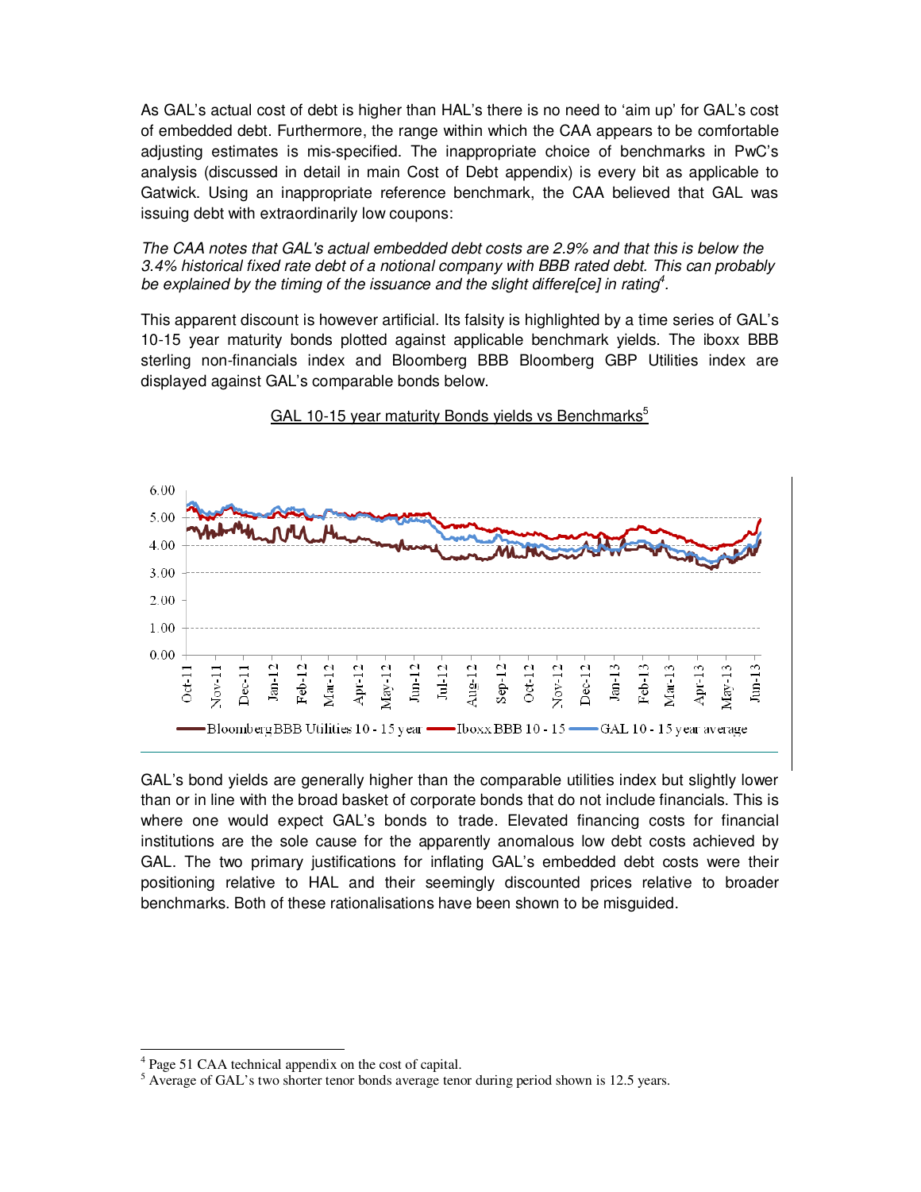As GAL's actual cost of debt is higher than HAL's there is no need to 'aim up' for GAL's cost of embedded debt. Furthermore, the range within which the CAA appears to be comfortable adjusting estimates is mis-specified. The inappropriate choice of benchmarks in PwC's analysis (discussed in detail in main Cost of Debt appendix) is every bit as applicable to Gatwick. Using an inappropriate reference benchmark, the CAA believed that GAL was issuing debt with extraordinarily low coupons:

*The CAA notes that GAL's actual embedded debt costs are 2.9% and that this is below the 3.4% historical fixed rate debt of a notional company with BBB rated debt. This can probably be explained by the timing of the issuance and the slight differe[ce] in rating*[4].

This apparent discount is however artificial. Its falsity is highlighted by a time series of GAL's 10-15 year maturity bonds plotted against applicable benchmark yields. The iboxx BBB sterling non-financials index and Bloomberg BBB Bloomberg GBP Utilities index are displayed against GAL's comparable bonds below.

GAL 10-15 year maturity Bonds yields vs Benchmarks[5]

GAL's bond yields are generally higher than the comparable utilities index but slightly lower than or in line with the broad basket of corporate bonds that do not include financials. This is where one would expect GAL's bonds to trade. Elevated financing costs for financial institutions are the sole cause for the apparently anomalous low debt costs achieved by GAL. The two primary justifications for inflating GAL's embedded debt costs were their positioning relative to HAL and their seemingly discounted prices relative to broader benchmarks. Both of these rationalisations have been shown to be misguided.

---

[4] Page 51 CAA technical appendix on the cost of capital.

[5] Average of GAL's two shorter tenor bonds average tenor during period shown is 12.5 years.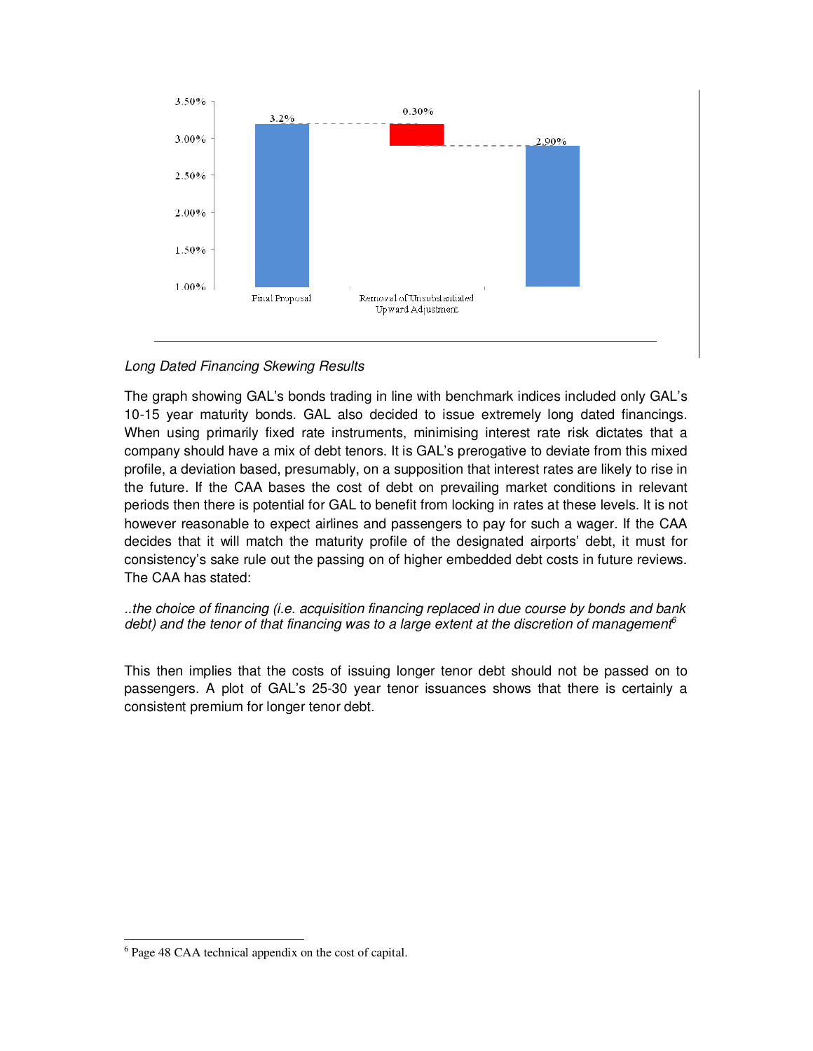*Long Dated Financing Skewing Results*

The graph showing GAL's bonds trading in line with benchmark indices included only GAL's 10-15 year maturity bonds. GAL also decided to issue extremely long dated financings. When using primarily fixed rate instruments, minimising interest rate risk dictates that a company should have a mix of debt tenors. It is GAL's prerogative to deviate from this mixed profile, a deviation based, presumably, on a supposition that interest rates are likely to rise in the future. If the CAA bases the cost of debt on prevailing market conditions in relevant periods then there is potential for GAL to benefit from locking in rates at these levels. It is not however reasonable to expect airlines and passengers to pay for such a wager. If the CAA decides that it will match the maturity profile of the designated airports' debt, it must for consistency's sake rule out the passing on of higher embedded debt costs in future reviews. The CAA has stated:

*..the choice of financing (i.e. acquisition financing replaced in due course by bonds and bank debt) and the tenor of that financing was to a large extent at the discretion of management*[6]

This then implies that the costs of issuing longer tenor debt should not be passed on to passengers. A plot of GAL's 25-30 year tenor issuances shows that there is certainly a consistent premium for longer tenor debt.

[6] Page 48 CAA technical appendix on the cost of capital.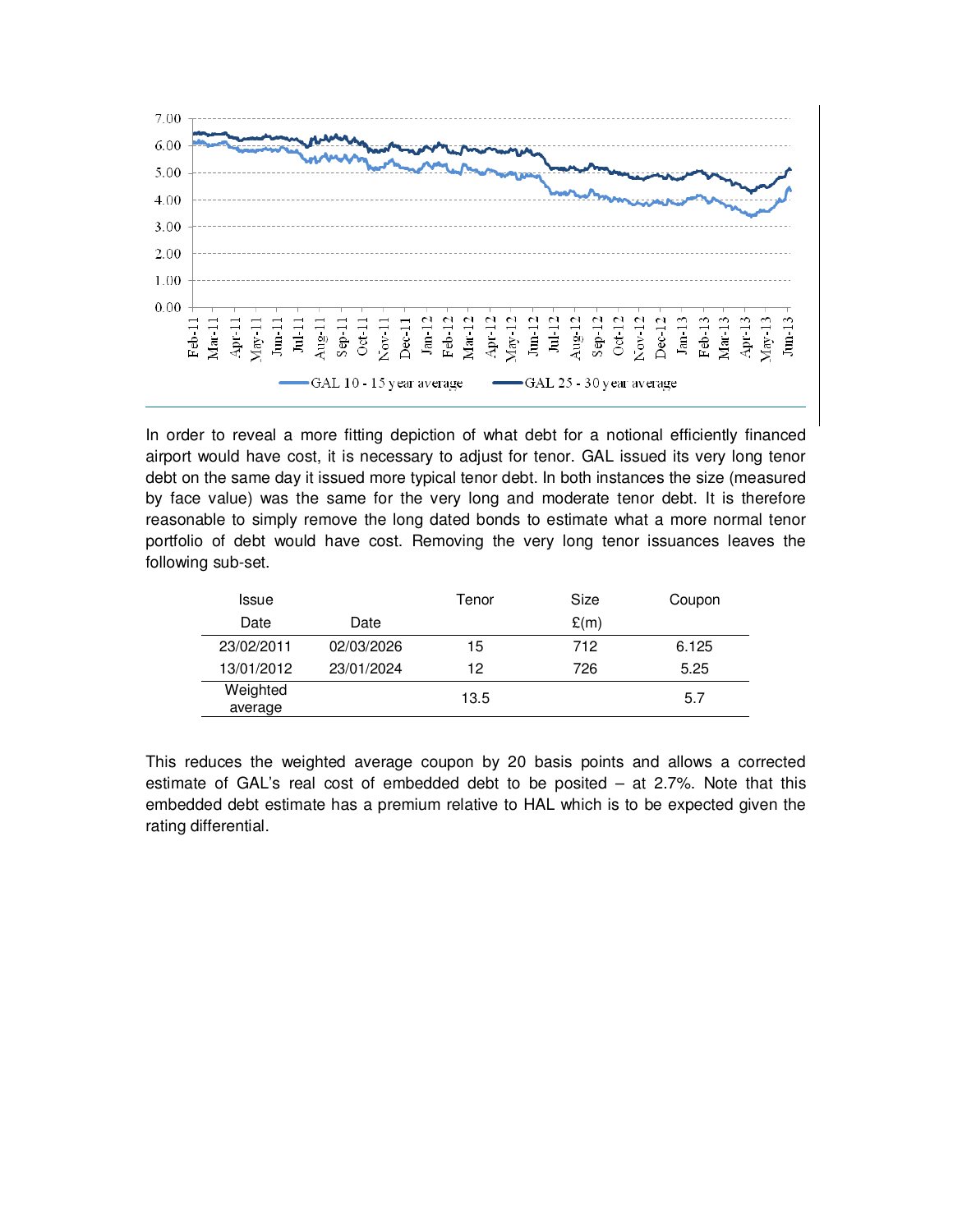In order to reveal a more fitting depiction of what debt for a notional efficiently financed airport would have cost, it is necessary to adjust for tenor. GAL issued its very long tenor debt on the same day it issued more typical tenor debt. In both instances the size (measured by face value) was the same for the very long and moderate tenor debt. It is therefore reasonable to simply remove the long dated bonds to estimate what a more normal tenor portfolio of debt would have cost. Removing the very long tenor issuances leaves the following sub-set.

| Issue Date | Date | Tenor | Size £(m) | Coupon |
|---|---|---|---|---|
| 23/02/2011 | 02/03/2026 | 15 | 712 | 6.125 |
| 13/01/2012 | 23/01/2024 | 12 | 726 | 5.25 |
| Weighted average | | 13.5 | | 5.7 |

This reduces the weighted average coupon by 20 basis points and allows a corrected estimate of GAL's real cost of embedded debt to be posited – at 2.7%. Note that this embedded debt estimate has a premium relative to HAL which is to be expected given the rating differential.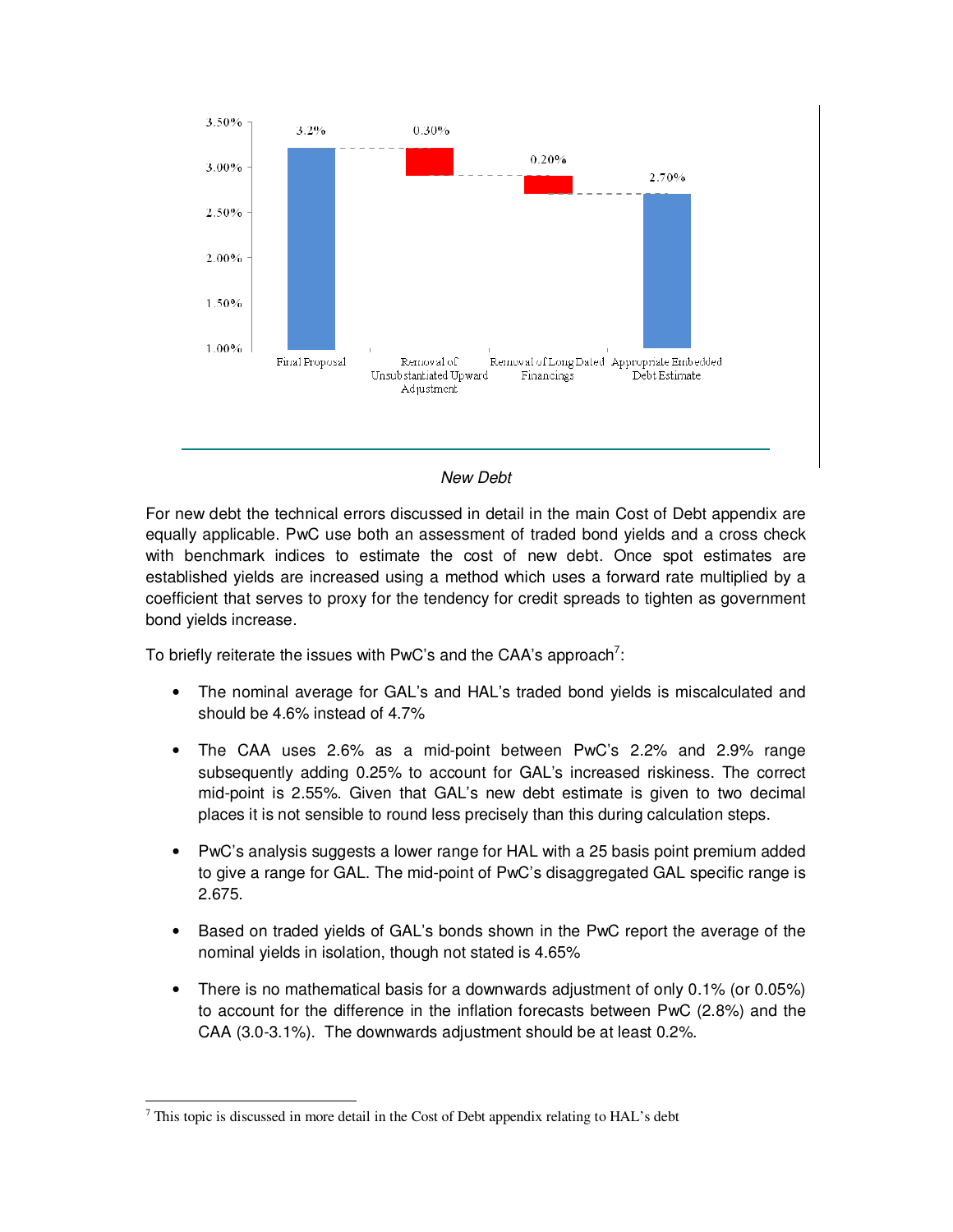| Final Proposal | Removal of Unsubstantiated Upward Adjustment | Removal of Long Dated Financings | Appropriate Embedded Debt Estimate |
|---|---|---|---|
| 3.2% | 0.30% | 0.20% | 2.70% |

*New Debt*

For new debt the technical errors discussed in detail in the main Cost of Debt appendix are equally applicable. PwC use both an assessment of traded bond yields and a cross check with benchmark indices to estimate the cost of new debt. Once spot estimates are established yields are increased using a method which uses a forward rate multiplied by a coefficient that serves to proxy for the tendency for credit spreads to tighten as government bond yields increase.

To briefly reiterate the issues with PwC's and the CAA's approach[7]:

- The nominal average for GAL's and HAL's traded bond yields is miscalculated and should be 4.6% instead of 4.7%
- The CAA uses 2.6% as a mid-point between PwC's 2.2% and 2.9% range subsequently adding 0.25% to account for GAL's increased riskiness. The correct mid-point is 2.55%. Given that GAL's new debt estimate is given to two decimal places it is not sensible to round less precisely than this during calculation steps.
- PwC's analysis suggests a lower range for HAL with a 25 basis point premium added to give a range for GAL. The mid-point of PwC's disaggregated GAL specific range is 2.675.
- Based on traded yields of GAL's bonds shown in the PwC report the average of the nominal yields in isolation, though not stated is 4.65%
- There is no mathematical basis for a downwards adjustment of only 0.1% (or 0.05%) to account for the difference in the inflation forecasts between PwC (2.8%) and the CAA (3.0-3.1%). The downwards adjustment should be at least 0.2%.

[7] This topic is discussed in more detail in the Cost of Debt appendix relating to HAL's debt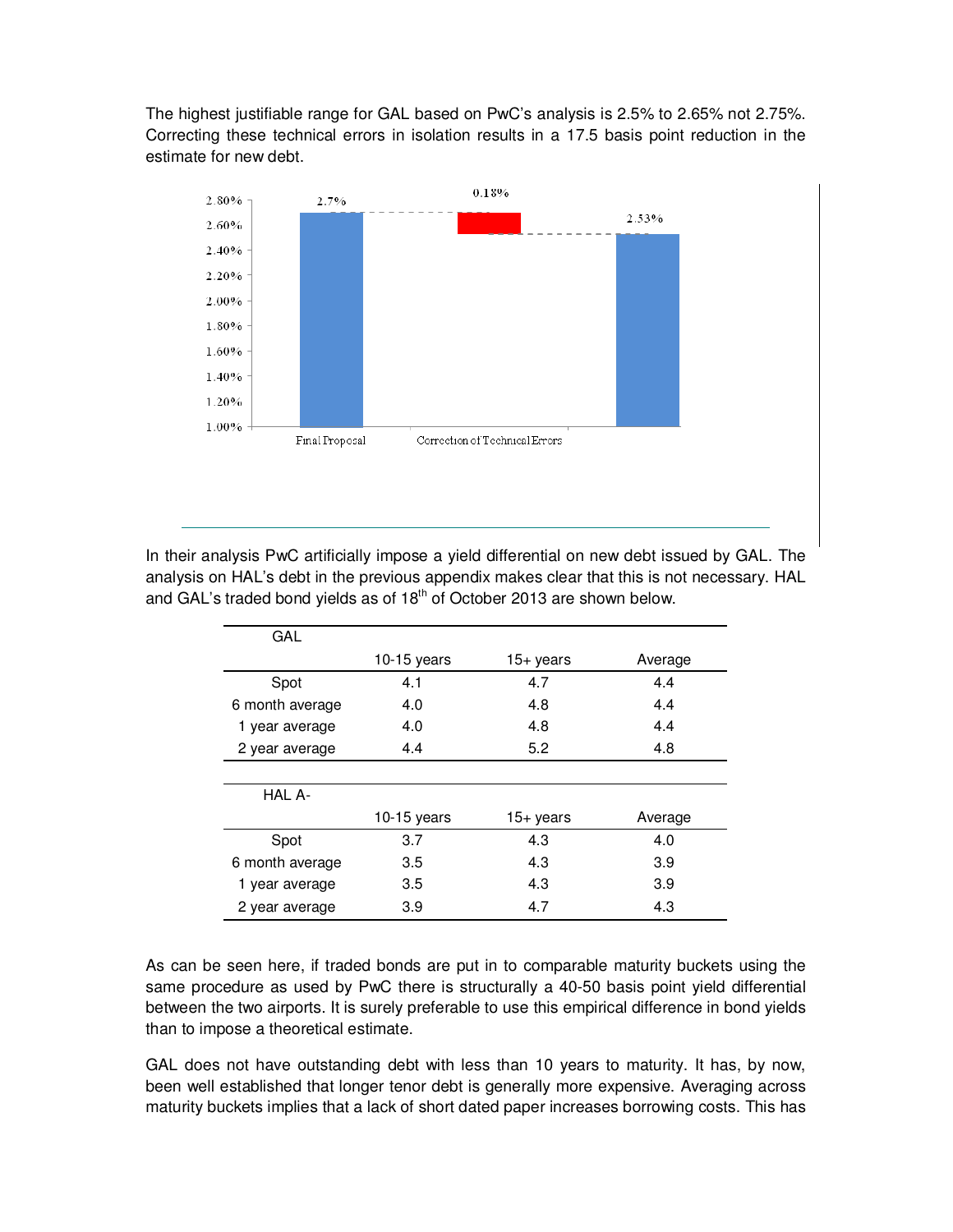The highest justifiable range for GAL based on PwC's analysis is 2.5% to 2.65% not 2.75%. Correcting these technical errors in isolation results in a 17.5 basis point reduction in the estimate for new debt.

In their analysis PwC artificially impose a yield differential on new debt issued by GAL. The analysis on HAL's debt in the previous appendix makes clear that this is not necessary. HAL and GAL's traded bond yields as of 18th of October 2013 are shown below.

| GAL | 10-15 years | 15+ years | Average |
|---|---|---|---|
| Spot | 4.1 | 4.7 | 4.4 |
| 6 month average | 4.0 | 4.8 | 4.4 |
| 1 year average | 4.0 | 4.8 | 4.4 |
| 2 year average | 4.4 | 5.2 | 4.8 |

| HAL A- | 10-15 years | 15+ years | Average |
|---|---|---|---|
| Spot | 3.7 | 4.3 | 4.0 |
| 6 month average | 3.5 | 4.3 | 3.9 |
| 1 year average | 3.5 | 4.3 | 3.9 |
| 2 year average | 3.9 | 4.7 | 4.3 |

As can be seen here, if traded bonds are put in to comparable maturity buckets using the same procedure as used by PwC there is structurally a 40-50 basis point yield differential between the two airports. It is surely preferable to use this empirical difference in bond yields than to impose a theoretical estimate.

GAL does not have outstanding debt with less than 10 years to maturity. It has, by now, been well established that longer tenor debt is generally more expensive. Averaging across maturity buckets implies that a lack of short dated paper increases borrowing costs. This has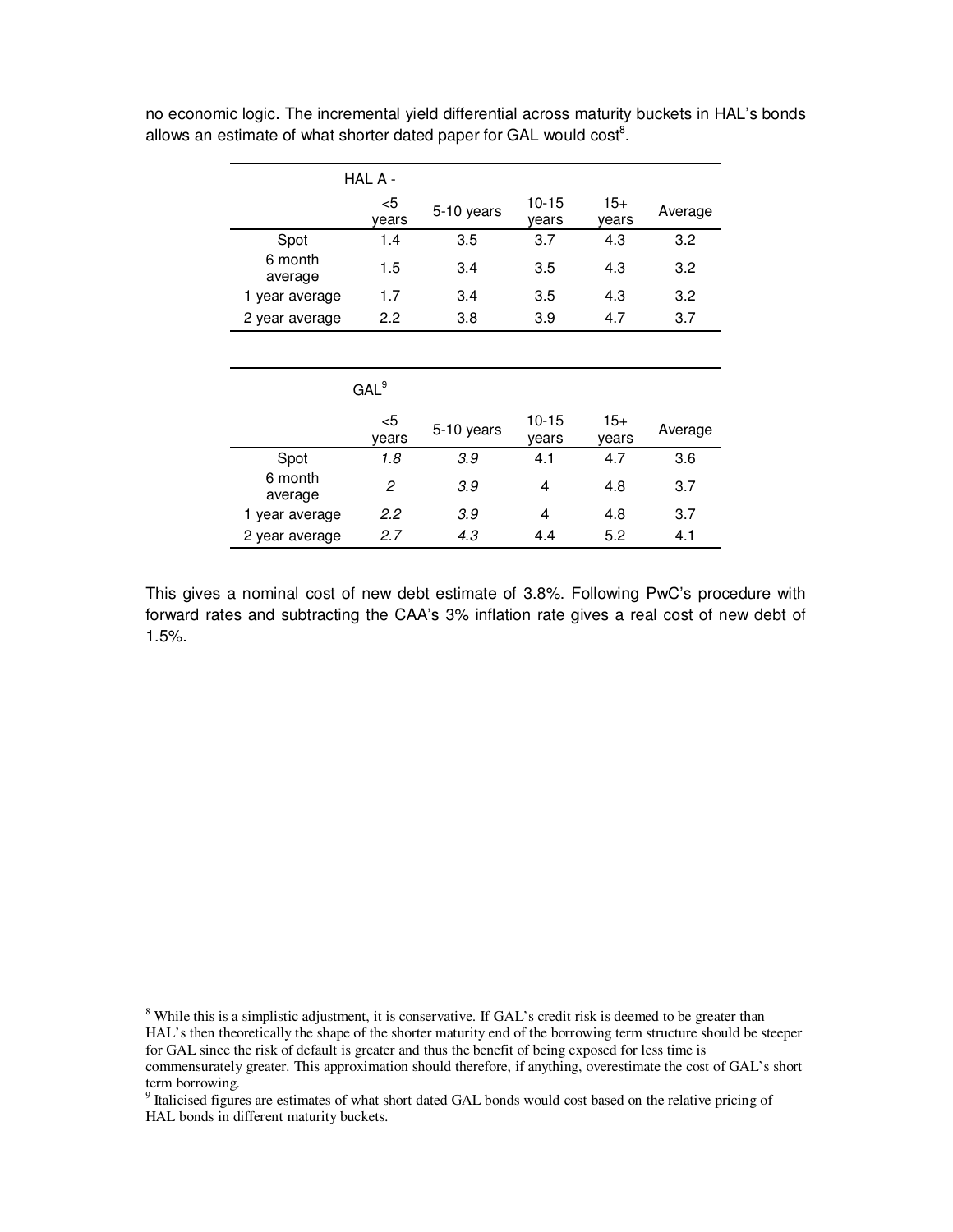no economic logic. The incremental yield differential across maturity buckets in HAL's bonds allows an estimate of what shorter dated paper for GAL would cost[8].

| | HAL A - | | | | |
|---|---|---|---|---|---|
| | <5 years | 5-10 years | 10-15 years | 15+ years | Average |
| Spot | 1.4 | 3.5 | 3.7 | 4.3 | 3.2 |
| 6 month average | 1.5 | 3.4 | 3.5 | 4.3 | 3.2 |
| 1 year average | 1.7 | 3.4 | 3.5 | 4.3 | 3.2 |
| 2 year average | 2.2 | 3.8 | 3.9 | 4.7 | 3.7 |

| | GAL[9] | | | | |
|---|---|---|---|---|---|
| | <5 years | 5-10 years | 10-15 years | 15+ years | Average |
| Spot | *1.8* | *3.9* | 4.1 | 4.7 | 3.6 |
| 6 month average | *2* | *3.9* | 4 | 4.8 | 3.7 |
| 1 year average | *2.2* | *3.9* | 4 | 4.8 | 3.7 |
| 2 year average | *2.7* | *4.3* | 4.4 | 5.2 | 4.1 |

This gives a nominal cost of new debt estimate of 3.8%. Following PwC's procedure with forward rates and subtracting the CAA's 3% inflation rate gives a real cost of new debt of 1.5%.

---

[8] While this is a simplistic adjustment, it is conservative. If GAL's credit risk is deemed to be greater than HAL's then theoretically the shape of the shorter maturity end of the borrowing term structure should be steeper for GAL since the risk of default is greater and thus the benefit of being exposed for less time is commensurately greater. This approximation should therefore, if anything, overestimate the cost of GAL's short term borrowing.

[9] Italicised figures are estimates of what short dated GAL bonds would cost based on the relative pricing of HAL bonds in different maturity buckets.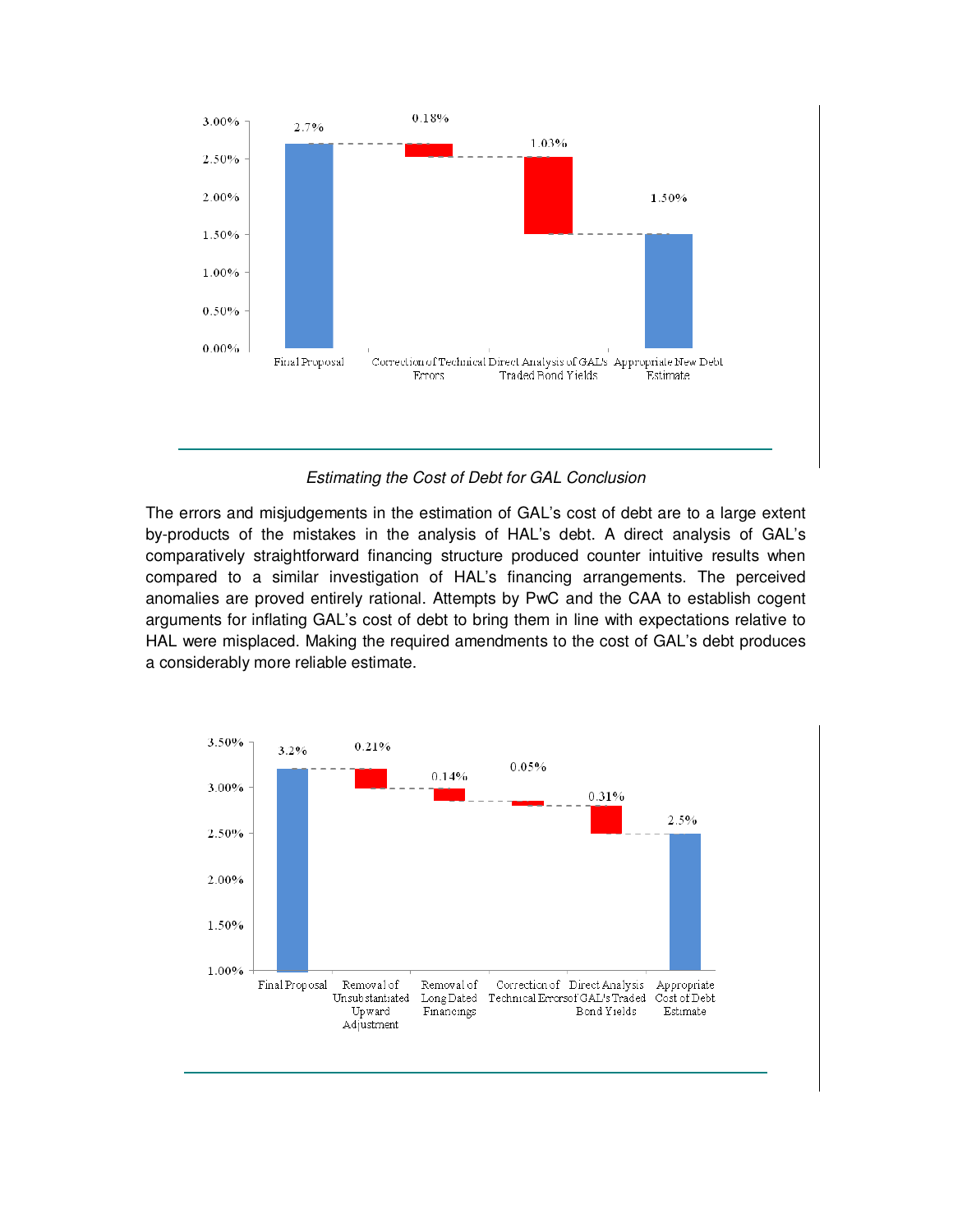| | Final Proposal | Correction of Technical Errors | Direct Analysis of GAL's Traded Bond Yields | Appropriate New Debt Estimate |
|---|---|---|---|---|
| Value | 2.7% | 0.18% | 1.03% | 1.50% |

### *Estimating the Cost of Debt for GAL Conclusion*

The errors and misjudgements in the estimation of GAL's cost of debt are to a large extent by-products of the mistakes in the analysis of HAL's debt. A direct analysis of GAL's comparatively straightforward financing structure produced counter intuitive results when compared to a similar investigation of HAL's financing arrangements. The perceived anomalies are proved entirely rational. Attempts by PwC and the CAA to establish cogent arguments for inflating GAL's cost of debt to bring them in line with expectations relative to HAL were misplaced. Making the required amendments to the cost of GAL's debt produces a considerably more reliable estimate.

| | Final Proposal | Removal of Unsubstantiated Upward Adjustment | Removal of Long Dated Financings | Correction of Technical Errors | Direct Analysis of GAL's Traded Bond Yields | Appropriate Cost of Debt Estimate |
|---|---|---|---|---|---|---|
| Value | 3.2% | 0.21% | 0.14% | 0.05% | 0.31% | 2.5% |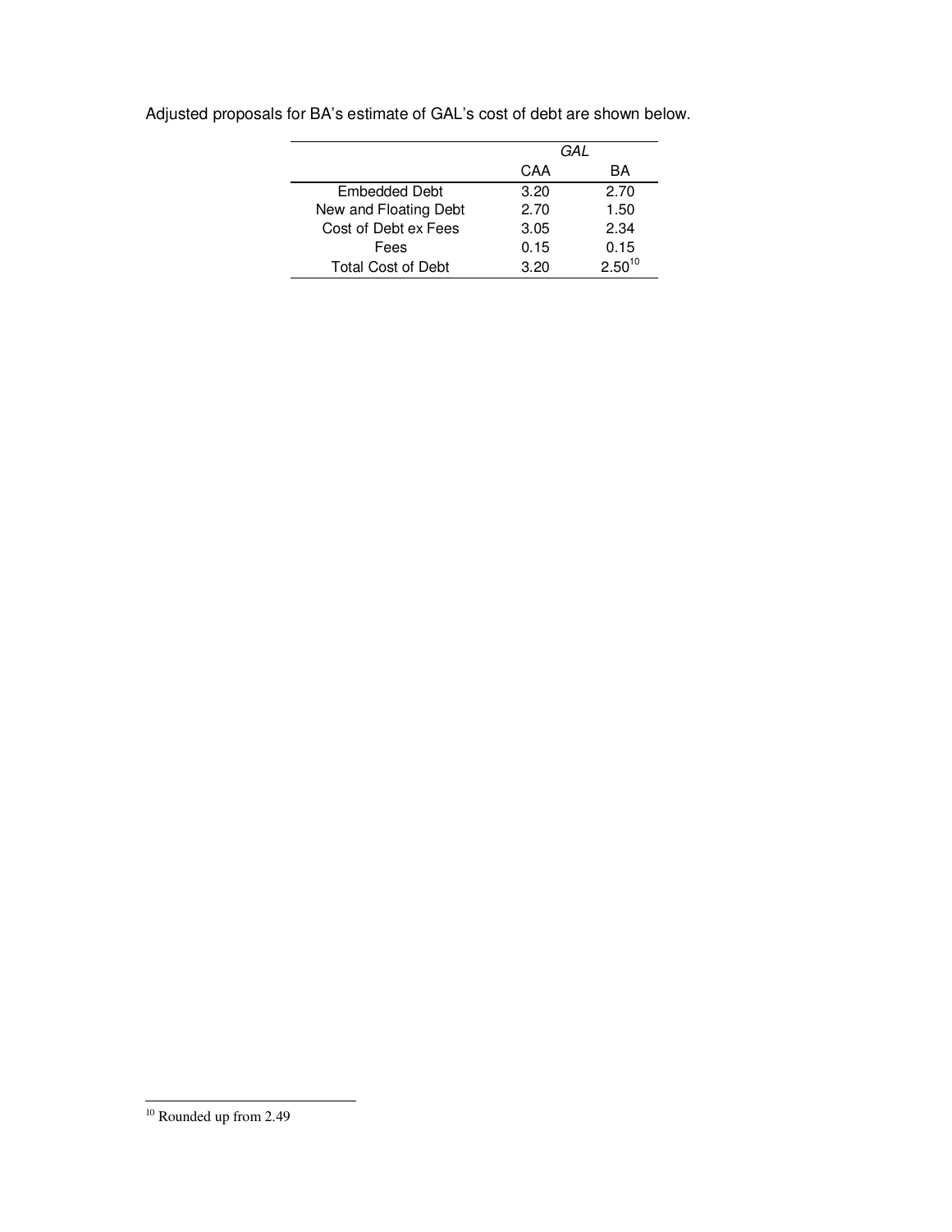Adjusted proposals for BA's estimate of GAL's cost of debt are shown below.

| | GAL | |
|---|---|---|
| | CAA | BA |
| Embedded Debt | 3.20 | 2.70 |
| New and Floating Debt | 2.70 | 1.50 |
| Cost of Debt ex Fees | 3.05 | 2.34 |
| Fees | 0.15 | 0.15 |
| Total Cost of Debt | 3.20 | 2.50[10] |

[10] Rounded up from 2.49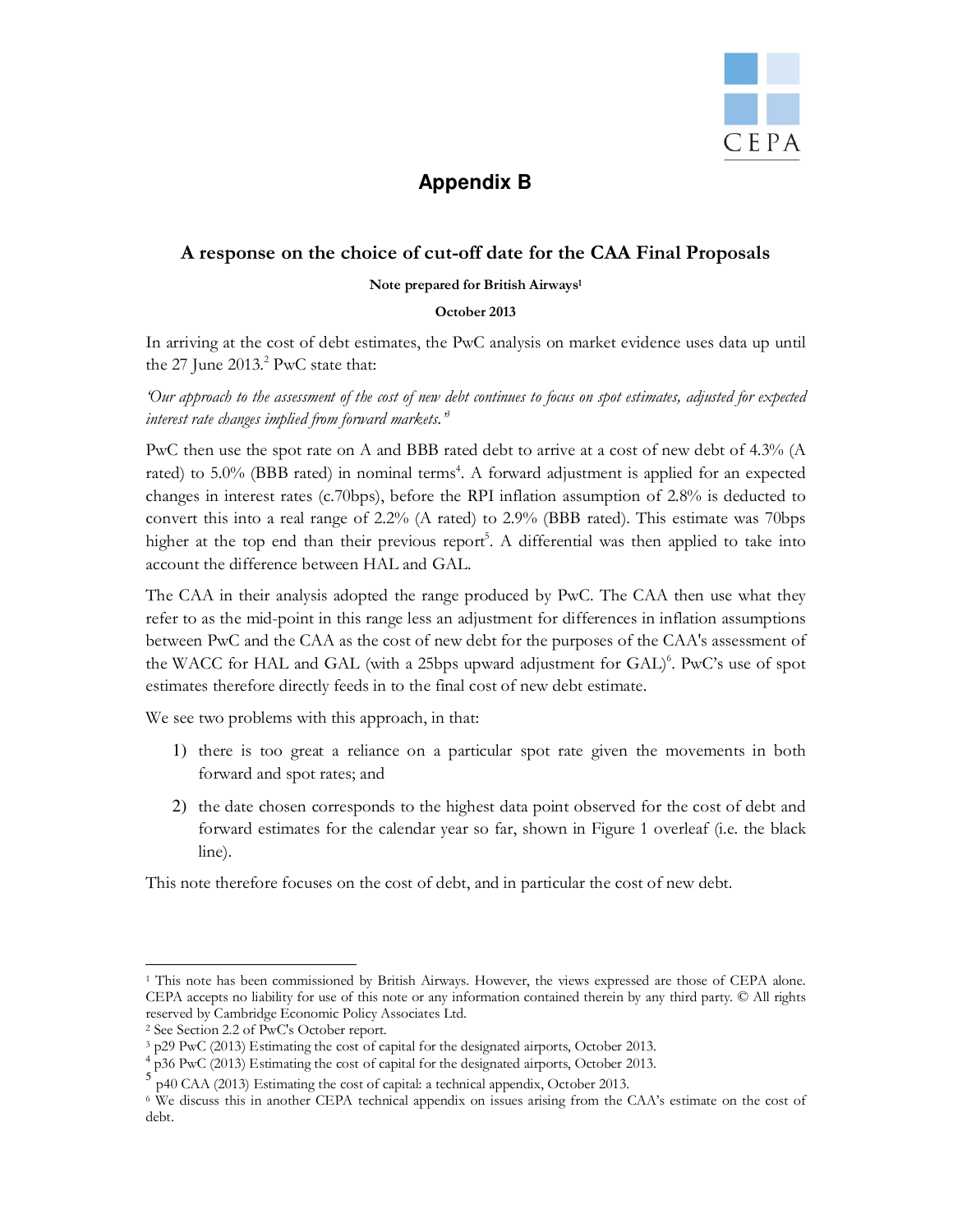# Appendix B

## A response on the choice of cut-off date for the CAA Final Proposals

**Note prepared for British Airways[1]**

**October 2013**

In arriving at the cost of debt estimates, the PwC analysis on market evidence uses data up until the 27 June 2013.[2] PwC state that:

*'Our approach to the assessment of the cost of new debt continues to focus on spot estimates, adjusted for expected interest rate changes implied from forward markets.'*[3]

PwC then use the spot rate on A and BBB rated debt to arrive at a cost of new debt of 4.3% (A rated) to 5.0% (BBB rated) in nominal terms[4]. A forward adjustment is applied for an expected changes in interest rates (c.70bps), before the RPI inflation assumption of 2.8% is deducted to convert this into a real range of 2.2% (A rated) to 2.9% (BBB rated). This estimate was 70bps higher at the top end than their previous report[5]. A differential was then applied to take into account the difference between HAL and GAL.

The CAA in their analysis adopted the range produced by PwC. The CAA then use what they refer to as the mid-point in this range less an adjustment for differences in inflation assumptions between PwC and the CAA as the cost of new debt for the purposes of the CAA's assessment of the WACC for HAL and GAL (with a 25bps upward adjustment for GAL)[6]. PwC's use of spot estimates therefore directly feeds in to the final cost of new debt estimate.

We see two problems with this approach, in that:

1) there is too great a reliance on a particular spot rate given the movements in both forward and spot rates; and
2) the date chosen corresponds to the highest data point observed for the cost of debt and forward estimates for the calendar year so far, shown in Figure 1 overleaf (i.e. the black line).

This note therefore focuses on the cost of debt, and in particular the cost of new debt.

---

[1] This note has been commissioned by British Airways. However, the views expressed are those of CEPA alone. CEPA accepts no liability for use of this note or any information contained therein by any third party. © All rights reserved by Cambridge Economic Policy Associates Ltd.

[2] See Section 2.2 of PwC's October report.

[3] p29 PwC (2013) Estimating the cost of capital for the designated airports, October 2013.

[4] p36 PwC (2013) Estimating the cost of capital for the designated airports, October 2013.

[5] p40 CAA (2013) Estimating the cost of capital: a technical appendix, October 2013.

[6] We discuss this in another CEPA technical appendix on issues arising from the CAA's estimate on the cost of debt.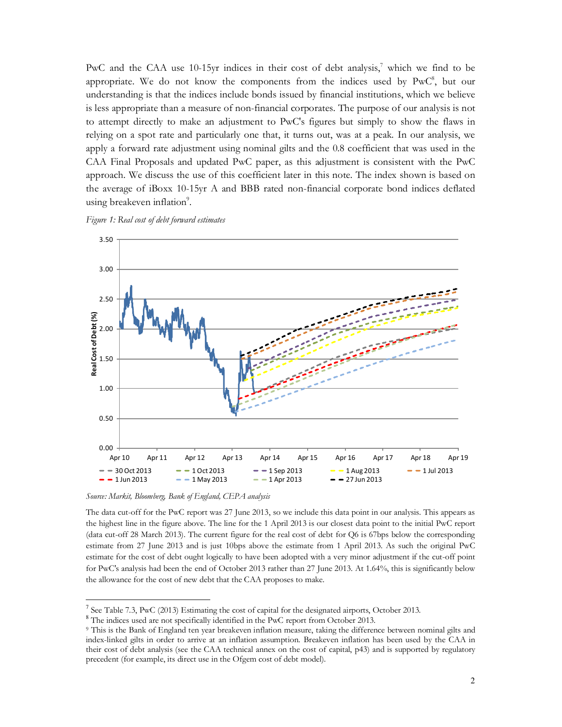PwC and the CAA use 10-15yr indices in their cost of debt analysis,[7] which we find to be appropriate. We do not know the components from the indices used by PwC[8], but our understanding is that the indices include bonds issued by financial institutions, which we believe is less appropriate than a measure of non-financial corporates. The purpose of our analysis is not to attempt directly to make an adjustment to PwC's figures but simply to show the flaws in relying on a spot rate and particularly one that, it turns out, was at a peak. In our analysis, we apply a forward rate adjustment using nominal gilts and the 0.8 coefficient that was used in the CAA Final Proposals and updated PwC paper, as this adjustment is consistent with the PwC approach. We discuss the use of this coefficient later in this note. The index shown is based on the average of iBoxx 10-15yr A and BBB rated non-financial corporate bond indices deflated using breakeven inflation[9].

*Figure 1: Real cost of debt forward estimates*

*Source: Markit, Bloomberg, Bank of England, CEPA analysis*

The data cut-off for the PwC report was 27 June 2013, so we include this data point in our analysis. This appears as the highest line in the figure above. The line for the 1 April 2013 is our closest data point to the initial PwC report (data cut-off 28 March 2013). The current figure for the real cost of debt for Q6 is 67bps below the corresponding estimate from 27 June 2013 and is just 10bps above the estimate from 1 April 2013. As such the original PwC estimate for the cost of debt ought logically to have been adopted with a very minor adjustment if the cut-off point for PwC's analysis had been the end of October 2013 rather than 27 June 2013. At 1.64%, this is significantly below the allowance for the cost of new debt that the CAA proposes to make.

---

[7] See Table 7.3, PwC (2013) Estimating the cost of capital for the designated airports, October 2013.

[8] The indices used are not specifically identified in the PwC report from October 2013.

[9] This is the Bank of England ten year breakeven inflation measure, taking the difference between nominal gilts and index-linked gilts in order to arrive at an inflation assumption. Breakeven inflation has been used by the CAA in their cost of debt analysis (see the CAA technical annex on the cost of capital, p43) and is supported by regulatory precedent (for example, its direct use in the Ofgem cost of debt model).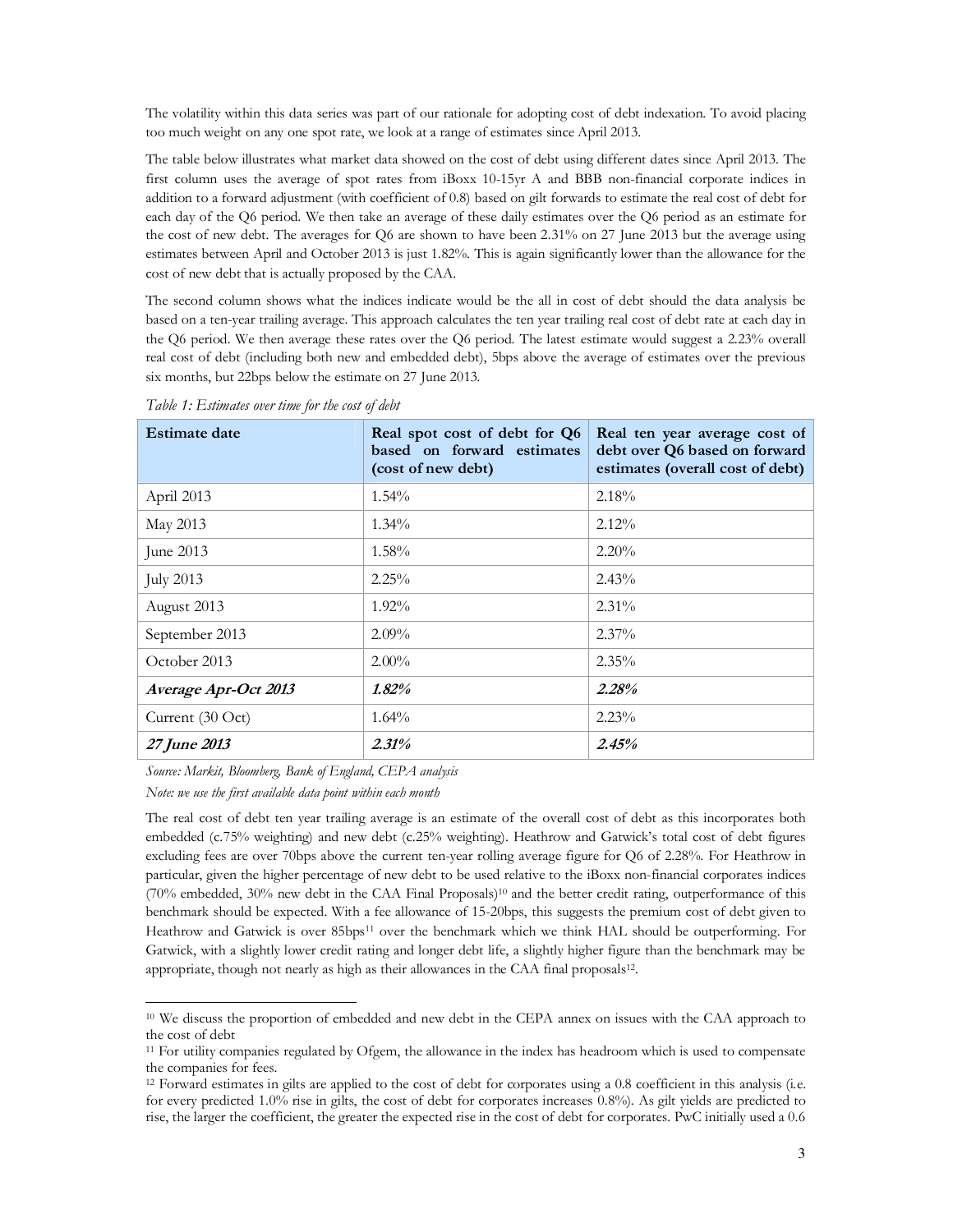The volatility within this data series was part of our rationale for adopting cost of debt indexation. To avoid placing too much weight on any one spot rate, we look at a range of estimates since April 2013.

The table below illustrates what market data showed on the cost of debt using different dates since April 2013. The first column uses the average of spot rates from iBoxx 10-15yr A and BBB non-financial corporate indices in addition to a forward adjustment (with coefficient of 0.8) based on gilt forwards to estimate the real cost of debt for each day of the Q6 period. We then take an average of these daily estimates over the Q6 period as an estimate for the cost of new debt. The averages for Q6 are shown to have been 2.31% on 27 June 2013 but the average using estimates between April and October 2013 is just 1.82%. This is again significantly lower than the allowance for the cost of new debt that is actually proposed by the CAA.

The second column shows what the indices indicate would be the all in cost of debt should the data analysis be based on a ten-year trailing average. This approach calculates the ten year trailing real cost of debt rate at each day in the Q6 period. We then average these rates over the Q6 period. The latest estimate would suggest a 2.23% overall real cost of debt (including both new and embedded debt), 5bps above the average of estimates over the previous six months, but 22bps below the estimate on 27 June 2013.

*Table 1: Estimates over time for the cost of debt*

| Estimate date | Real spot cost of debt for Q6 based on forward estimates (cost of new debt) | Real ten year average cost of debt over Q6 based on forward estimates (overall cost of debt) |
|---|---|---|
| April 2013 | 1.54% | 2.18% |
| May 2013 | 1.34% | 2.12% |
| June 2013 | 1.58% | 2.20% |
| July 2013 | 2.25% | 2.43% |
| August 2013 | 1.92% | 2.31% |
| September 2013 | 2.09% | 2.37% |
| October 2013 | 2.00% | 2.35% |
| ***Average Apr-Oct 2013*** | ***1.82%*** | ***2.28%*** |
| Current (30 Oct) | 1.64% | 2.23% |
| ***27 June 2013*** | ***2.31%*** | ***2.45%*** |

*Source: Markit, Bloomberg, Bank of England, CEPA analysis*

*Note: we use the first available data point within each month*

The real cost of debt ten year trailing average is an estimate of the overall cost of debt as this incorporates both embedded (c.75% weighting) and new debt (c.25% weighting). Heathrow and Gatwick's total cost of debt figures excluding fees are over 70bps above the current ten-year rolling average figure for Q6 of 2.28%. For Heathrow in particular, given the higher percentage of new debt to be used relative to the iBoxx non-financial corporates indices (70% embedded, 30% new debt in the CAA Final Proposals)[10] and the better credit rating, outperformance of this benchmark should be expected. With a fee allowance of 15-20bps, this suggests the premium cost of debt given to Heathrow and Gatwick is over 85bps[11] over the benchmark which we think HAL should be outperforming. For Gatwick, with a slightly lower credit rating and longer debt life, a slightly higher figure than the benchmark may be appropriate, though not nearly as high as their allowances in the CAA final proposals[12].

[10] We discuss the proportion of embedded and new debt in the CEPA annex on issues with the CAA approach to the cost of debt

[11] For utility companies regulated by Ofgem, the allowance in the index has headroom which is used to compensate the companies for fees.

[12] Forward estimates in gilts are applied to the cost of debt for corporates using a 0.8 coefficient in this analysis (i.e. for every predicted 1.0% rise in gilts, the cost of debt for corporates increases 0.8%). As gilt yields are predicted to rise, the larger the coefficient, the greater the expected rise in the cost of debt for corporates. PwC initially used a 0.6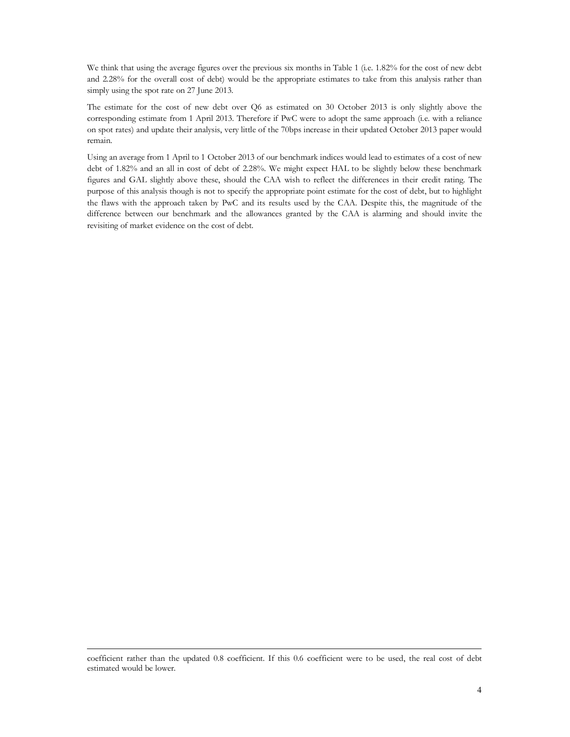We think that using the average figures over the previous six months in Table 1 (i.e. 1.82% for the cost of new debt and 2.28% for the overall cost of debt) would be the appropriate estimates to take from this analysis rather than simply using the spot rate on 27 June 2013.

The estimate for the cost of new debt over Q6 as estimated on 30 October 2013 is only slightly above the corresponding estimate from 1 April 2013. Therefore if PwC were to adopt the same approach (i.e. with a reliance on spot rates) and update their analysis, very little of the 70bps increase in their updated October 2013 paper would remain.

Using an average from 1 April to 1 October 2013 of our benchmark indices would lead to estimates of a cost of new debt of 1.82% and an all in cost of debt of 2.28%. We might expect HAL to be slightly below these benchmark figures and GAL slightly above these, should the CAA wish to reflect the differences in their credit rating. The purpose of this analysis though is not to specify the appropriate point estimate for the cost of debt, but to highlight the flaws with the approach taken by PwC and its results used by the CAA. Despite this, the magnitude of the difference between our benchmark and the allowances granted by the CAA is alarming and should invite the revisiting of market evidence on the cost of debt.

---

coefficient rather than the updated 0.8 coefficient. If this 0.6 coefficient were to be used, the real cost of debt estimated would be lower.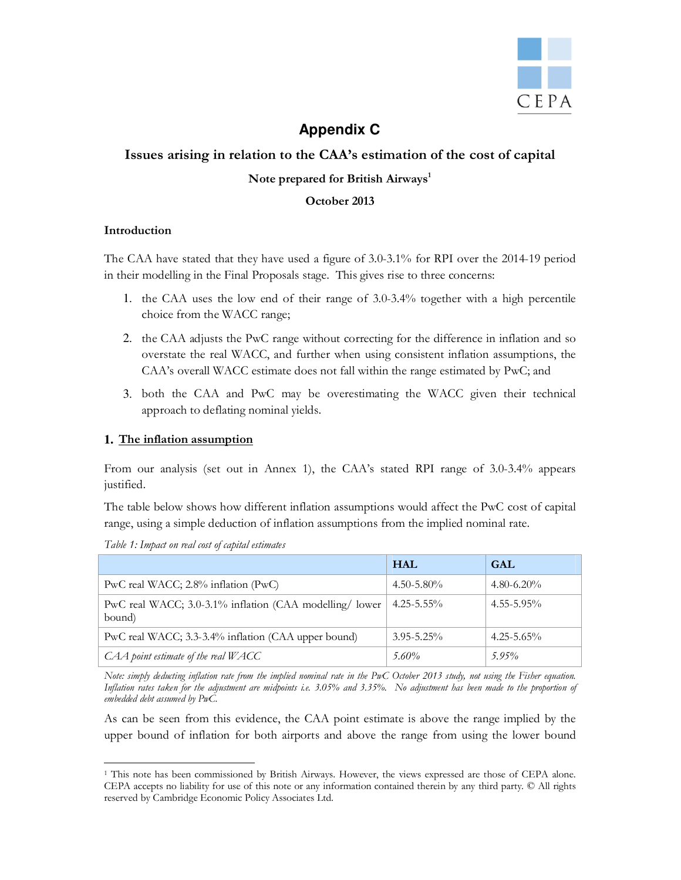# Appendix C

## Issues arising in relation to the CAA's estimation of the cost of capital

**Note prepared for British Airways**[1]

**October 2013**

### Introduction

The CAA have stated that they have used a figure of 3.0-3.1% for RPI over the 2014-19 period in their modelling in the Final Proposals stage. This gives rise to three concerns:

1. the CAA uses the low end of their range of 3.0-3.4% together with a high percentile choice from the WACC range;
2. the CAA adjusts the PwC range without correcting for the difference in inflation and so overstate the real WACC, and further when using consistent inflation assumptions, the CAA's overall WACC estimate does not fall within the range estimated by PwC; and
3. both the CAA and PwC may be overestimating the WACC given their technical approach to deflating nominal yields.

### 1. <u>The inflation assumption</u>

From our analysis (set out in Annex 1), the CAA's stated RPI range of 3.0-3.4% appears justified.

The table below shows how different inflation assumptions would affect the PwC cost of capital range, using a simple deduction of inflation assumptions from the implied nominal rate.

*Table 1: Impact on real cost of capital estimates*

| | HAL | GAL |
|---|---|---|
| PwC real WACC; 2.8% inflation (PwC) | 4.50-5.80% | 4.80-6.20% |
| PwC real WACC; 3.0-3.1% inflation (CAA modelling/ lower bound) | 4.25-5.55% | 4.55-5.95% |
| PwC real WACC; 3.3-3.4% inflation (CAA upper bound) | 3.95-5.25% | 4.25-5.65% |
| *CAA point estimate of the real WACC* | *5.60%* | *5.95%* |

*Note: simply deducting inflation rate from the implied nominal rate in the PwC October 2013 study, not using the Fisher equation. Inflation rates taken for the adjustment are midpoints i.e. 3.05% and 3.35%. No adjustment has been made to the proportion of embedded debt assumed by PwC.*

As can be seen from this evidence, the CAA point estimate is above the range implied by the upper bound of inflation for both airports and above the range from using the lower bound

[1] This note has been commissioned by British Airways. However, the views expressed are those of CEPA alone. CEPA accepts no liability for use of this note or any information contained therein by any third party. © All rights reserved by Cambridge Economic Policy Associates Ltd.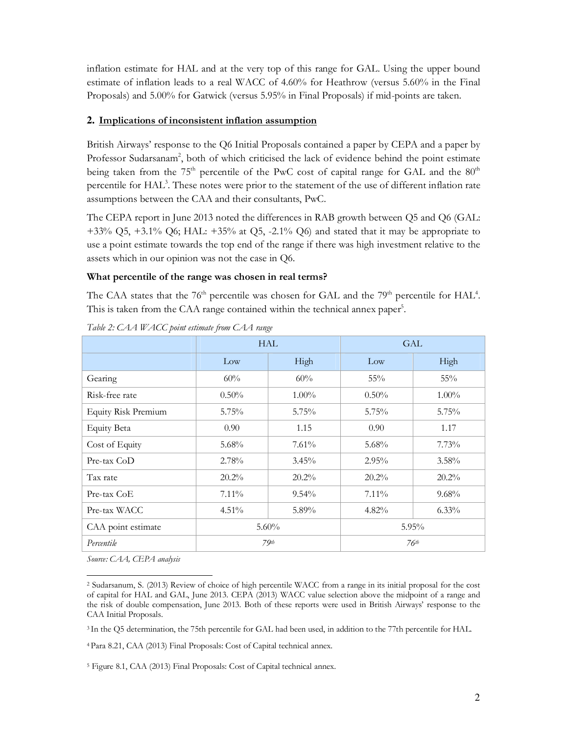inflation estimate for HAL and at the very top of this range for GAL. Using the upper bound estimate of inflation leads to a real WACC of 4.60% for Heathrow (versus 5.60% in the Final Proposals) and 5.00% for Gatwick (versus 5.95% in Final Proposals) if mid-points are taken.

## 2. Implications of inconsistent inflation assumption

British Airways' response to the Q6 Initial Proposals contained a paper by CEPA and a paper by Professor Sudarsanam[2], both of which criticised the lack of evidence behind the point estimate being taken from the 75th percentile of the PwC cost of capital range for GAL and the 80th percentile for HAL[3]. These notes were prior to the statement of the use of different inflation rate assumptions between the CAA and their consultants, PwC.

The CEPA report in June 2013 noted the differences in RAB growth between Q5 and Q6 (GAL: +33% Q5, +3.1% Q6; HAL: +35% at Q5, -2.1% Q6) and stated that it may be appropriate to use a point estimate towards the top end of the range if there was high investment relative to the assets which in our opinion was not the case in Q6.

**What percentile of the range was chosen in real terms?**

The CAA states that the 76th percentile was chosen for GAL and the 79th percentile for HAL[4]. This is taken from the CAA range contained within the technical annex paper[5].

*Table 2: CAA WACC point estimate from CAA range*

| | HAL | | GAL | |
|---|---|---|---|---|
| | Low | High | Low | High |
| Gearing | 60% | 60% | 55% | 55% |
| Risk-free rate | 0.50% | 1.00% | 0.50% | 1.00% |
| Equity Risk Premium | 5.75% | 5.75% | 5.75% | 5.75% |
| Equity Beta | 0.90 | 1.15 | 0.90 | 1.17 |
| Cost of Equity | 5.68% | 7.61% | 5.68% | 7.73% |
| Pre-tax CoD | 2.78% | 3.45% | 2.95% | 3.58% |
| Tax rate | 20.2% | 20.2% | 20.2% | 20.2% |
| Pre-tax CoE | 7.11% | 9.54% | 7.11% | 9.68% |
| Pre-tax WACC | 4.51% | 5.89% | 4.82% | 6.33% |
| CAA point estimate | 5.60% | | 5.95% | |
| *Percentile* | *79th* | | *76th* | |

*Source: CAA, CEPA analysis*

[2] Sudarsanum, S. (2013) Review of choice of high percentile WACC from a range in its initial proposal for the cost of capital for HAL and GAL, June 2013. CEPA (2013) WACC value selection above the midpoint of a range and the risk of double compensation, June 2013. Both of these reports were used in British Airways' response to the CAA Initial Proposals.

[3] In the Q5 determination, the 75th percentile for GAL had been used, in addition to the 77th percentile for HAL.

[4] Para 8.21, CAA (2013) Final Proposals: Cost of Capital technical annex.

[5] Figure 8.1, CAA (2013) Final Proposals: Cost of Capital technical annex.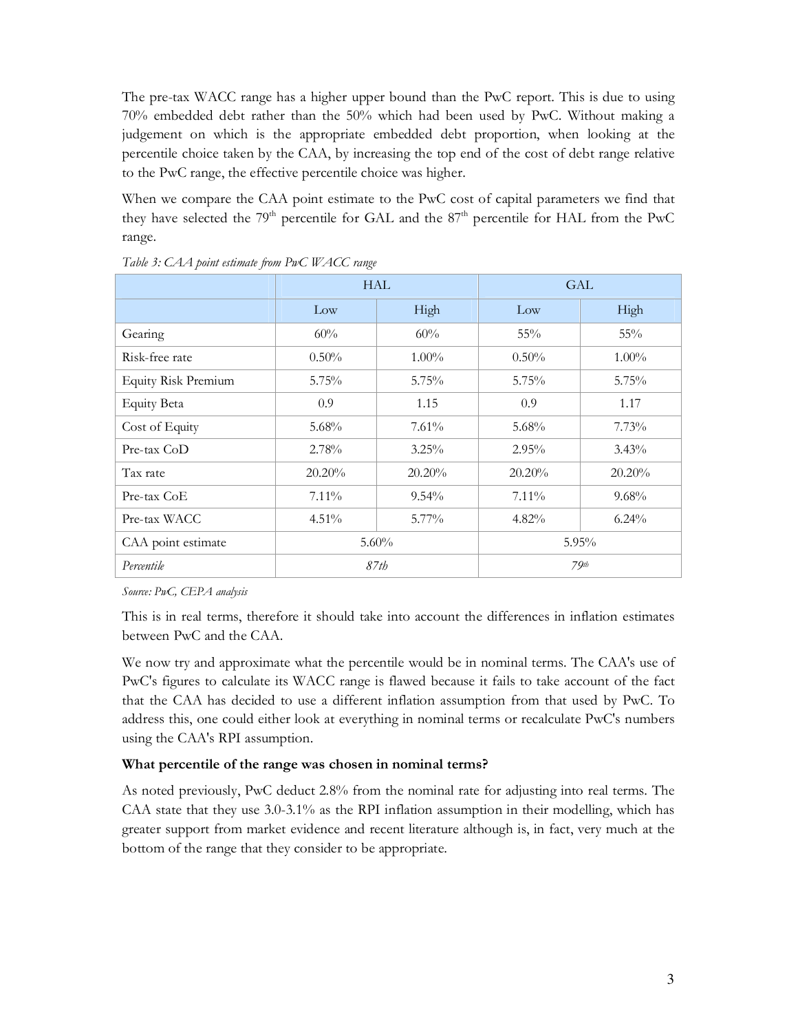The pre-tax WACC range has a higher upper bound than the PwC report. This is due to using 70% embedded debt rather than the 50% which had been used by PwC. Without making a judgement on which is the appropriate embedded debt proportion, when looking at the percentile choice taken by the CAA, by increasing the top end of the cost of debt range relative to the PwC range, the effective percentile choice was higher.

When we compare the CAA point estimate to the PwC cost of capital parameters we find that they have selected the 79[th] percentile for GAL and the 87[th] percentile for HAL from the PwC range.

*Table 3: CAA point estimate from PwC WACC range*

| | HAL | | GAL | |
|---|---|---|---|---|
| | Low | High | Low | High |
| Gearing | 60% | 60% | 55% | 55% |
| Risk-free rate | 0.50% | 1.00% | 0.50% | 1.00% |
| Equity Risk Premium | 5.75% | 5.75% | 5.75% | 5.75% |
| Equity Beta | 0.9 | 1.15 | 0.9 | 1.17 |
| Cost of Equity | 5.68% | 7.61% | 5.68% | 7.73% |
| Pre-tax CoD | 2.78% | 3.25% | 2.95% | 3.43% |
| Tax rate | 20.20% | 20.20% | 20.20% | 20.20% |
| Pre-tax CoE | 7.11% | 9.54% | 7.11% | 9.68% |
| Pre-tax WACC | 4.51% | 5.77% | 4.82% | 6.24% |
| CAA point estimate | 5.60% | | 5.95% | |
| *Percentile* | *87th* | | *79th* | |

*Source: PwC, CEPA analysis*

This is in real terms, therefore it should take into account the differences in inflation estimates between PwC and the CAA.

We now try and approximate what the percentile would be in nominal terms. The CAA's use of PwC's figures to calculate its WACC range is flawed because it fails to take account of the fact that the CAA has decided to use a different inflation assumption from that used by PwC. To address this, one could either look at everything in nominal terms or recalculate PwC's numbers using the CAA's RPI assumption.

**What percentile of the range was chosen in nominal terms?**

As noted previously, PwC deduct 2.8% from the nominal rate for adjusting into real terms. The CAA state that they use 3.0-3.1% as the RPI inflation assumption in their modelling, which has greater support from market evidence and recent literature although is, in fact, very much at the bottom of the range that they consider to be appropriate.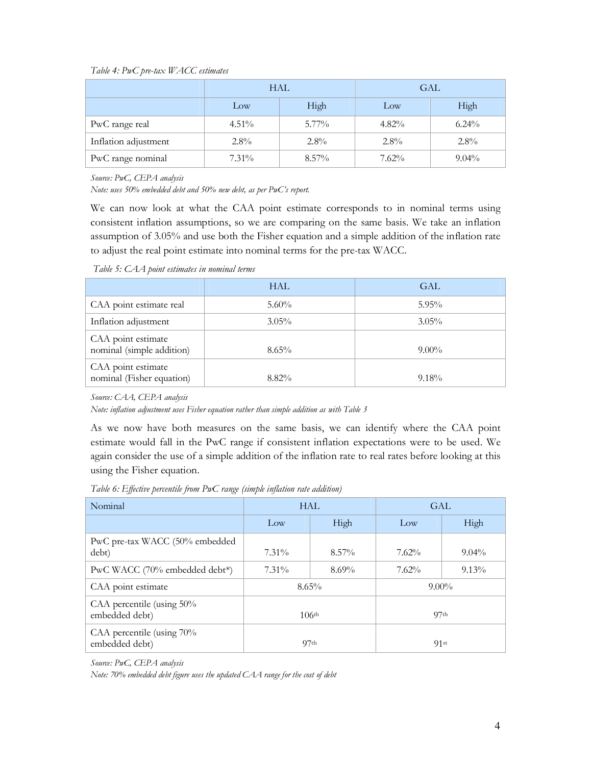*Table 4: PwC pre-tax WACC estimates*

| | HAL | | GAL | |
|---|---|---|---|---|
| | Low | High | Low | High |
| PwC range real | 4.51% | 5.77% | 4.82% | 6.24% |
| Inflation adjustment | 2.8% | 2.8% | 2.8% | 2.8% |
| PwC range nominal | 7.31% | 8.57% | 7.62% | 9.04% |

*Source: PwC, CEPA analysis*

*Note: uses 50% embedded debt and 50% new debt, as per PwC's report.*

We can now look at what the CAA point estimate corresponds to in nominal terms using consistent inflation assumptions, so we are comparing on the same basis. We take an inflation assumption of 3.05% and use both the Fisher equation and a simple addition of the inflation rate to adjust the real point estimate into nominal terms for the pre-tax WACC.

*Table 5: CAA point estimates in nominal terms*

| | HAL | GAL |
|---|---|---|
| CAA point estimate real | 5.60% | 5.95% |
| Inflation adjustment | 3.05% | 3.05% |
| CAA point estimate nominal (simple addition) | 8.65% | 9.00% |
| CAA point estimate nominal (Fisher equation) | 8.82% | 9.18% |

*Source: CAA, CEPA analysis*

*Note: inflation adjustment uses Fisher equation rather than simple addition as with Table 3*

As we now have both measures on the same basis, we can identify where the CAA point estimate would fall in the PwC range if consistent inflation expectations were to be used. We again consider the use of a simple addition of the inflation rate to real rates before looking at this using the Fisher equation.

*Table 6: Effective percentile from PwC range (simple inflation rate addition)*

| Nominal | HAL | | GAL | |
|---|---|---|---|---|
| | Low | High | Low | High |
| PwC pre-tax WACC (50% embedded debt) | 7.31% | 8.57% | 7.62% | 9.04% |
| PwC WACC (70% embedded debt*) | 7.31% | 8.69% | 7.62% | 9.13% |
| CAA point estimate | 8.65% | | 9.00% | |
| CAA percentile (using 50% embedded debt) | 106th | | 97th | |
| CAA percentile (using 70% embedded debt) | 97th | | 91st | |

*Source: PwC, CEPA analysis*

*Note: 70% embedded debt figure uses the updated CAA range for the cost of debt*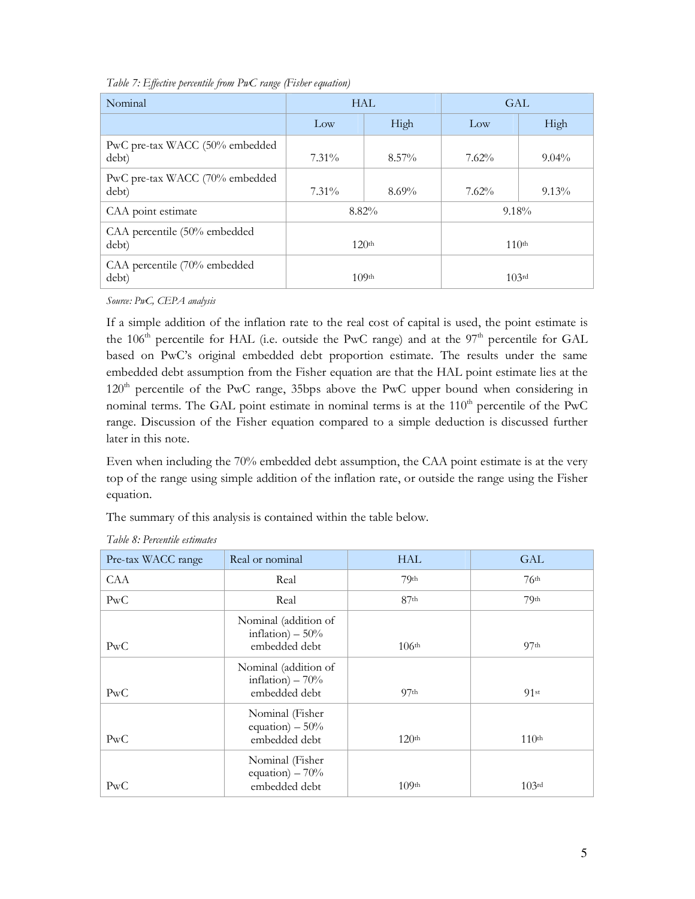*Table 7: Effective percentile from PwC range (Fisher equation)*

| Nominal | HAL | | GAL | |
|---|---|---|---|---|
| | Low | High | Low | High |
| PwC pre-tax WACC (50% embedded debt) | 7.31% | 8.57% | 7.62% | 9.04% |
| PwC pre-tax WACC (70% embedded debt) | 7.31% | 8.69% | 7.62% | 9.13% |
| CAA point estimate | 8.82% | | 9.18% | |
| CAA percentile (50% embedded debt) | 120th | | 110th | |
| CAA percentile (70% embedded debt) | 109th | | 103rd | |

*Source: PwC, CEPA analysis*

If a simple addition of the inflation rate to the real cost of capital is used, the point estimate is the 106th percentile for HAL (i.e. outside the PwC range) and at the 97th percentile for GAL based on PwC's original embedded debt proportion estimate. The results under the same embedded debt assumption from the Fisher equation are that the HAL point estimate lies at the 120th percentile of the PwC range, 35bps above the PwC upper bound when considering in nominal terms. The GAL point estimate in nominal terms is at the 110th percentile of the PwC range. Discussion of the Fisher equation compared to a simple deduction is discussed further later in this note.

Even when including the 70% embedded debt assumption, the CAA point estimate is at the very top of the range using simple addition of the inflation rate, or outside the range using the Fisher equation.

The summary of this analysis is contained within the table below.

*Table 8: Percentile estimates*

| Pre-tax WACC range | Real or nominal | HAL | GAL |
|---|---|---|---|
| CAA | Real | 79th | 76th |
| PwC | Real | 87th | 79th |
| PwC | Nominal (addition of inflation) – 50% embedded debt | 106th | 97th |
| PwC | Nominal (addition of inflation) – 70% embedded debt | 97th | 91st |
| PwC | Nominal (Fisher equation) – 50% embedded debt | 120th | 110th |
| PwC | Nominal (Fisher equation) – 70% embedded debt | 109th | 103rd |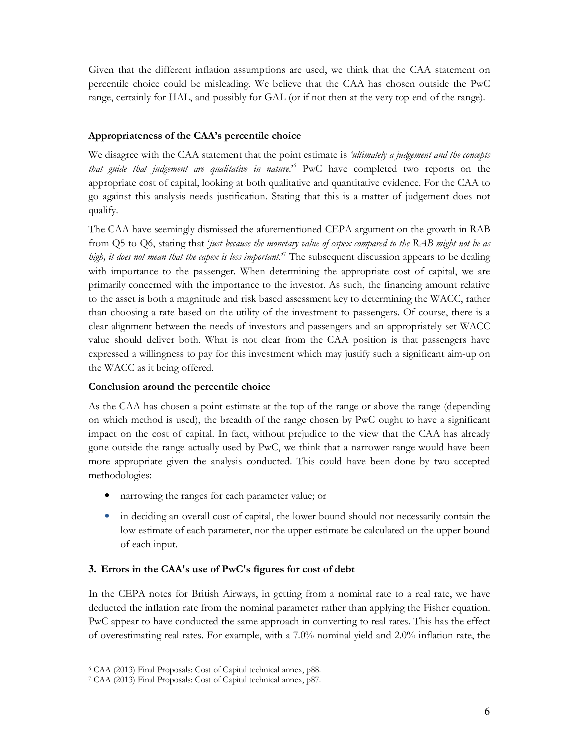Given that the different inflation assumptions are used, we think that the CAA statement on percentile choice could be misleading. We believe that the CAA has chosen outside the PwC range, certainly for HAL, and possibly for GAL (or if not then at the very top end of the range).

**Appropriateness of the CAA's percentile choice**

We disagree with the CAA statement that the point estimate is *'ultimately a judgement and the concepts that guide that judgement are qualitative in nature.'*[6] PwC have completed two reports on the appropriate cost of capital, looking at both qualitative and quantitative evidence. For the CAA to go against this analysis needs justification. Stating that this is a matter of judgement does not qualify.

The CAA have seemingly dismissed the aforementioned CEPA argument on the growth in RAB from Q5 to Q6, stating that *'just because the monetary value of capex compared to the RAB might not be as high, it does not mean that the capex is less important.'*[7] The subsequent discussion appears to be dealing with importance to the passenger. When determining the appropriate cost of capital, we are primarily concerned with the importance to the investor. As such, the financing amount relative to the asset is both a magnitude and risk based assessment key to determining the WACC, rather than choosing a rate based on the utility of the investment to passengers. Of course, there is a clear alignment between the needs of investors and passengers and an appropriately set WACC value should deliver both. What is not clear from the CAA position is that passengers have expressed a willingness to pay for this investment which may justify such a significant aim-up on the WACC as it being offered.

**Conclusion around the percentile choice**

As the CAA has chosen a point estimate at the top of the range or above the range (depending on which method is used), the breadth of the range chosen by PwC ought to have a significant impact on the cost of capital. In fact, without prejudice to the view that the CAA has already gone outside the range actually used by PwC, we think that a narrower range would have been more appropriate given the analysis conducted. This could have been done by two accepted methodologies:

- narrowing the ranges for each parameter value; or
- in deciding an overall cost of capital, the lower bound should not necessarily contain the low estimate of each parameter, nor the upper estimate be calculated on the upper bound of each input.

### 3. Errors in the CAA's use of PwC's figures for cost of debt

In the CEPA notes for British Airways, in getting from a nominal rate to a real rate, we have deducted the inflation rate from the nominal parameter rather than applying the Fisher equation. PwC appear to have conducted the same approach in converting to real rates. This has the effect of overestimating real rates. For example, with a 7.0% nominal yield and 2.0% inflation rate, the

---

[6] CAA (2013) Final Proposals: Cost of Capital technical annex, p88.

[7] CAA (2013) Final Proposals: Cost of Capital technical annex, p87.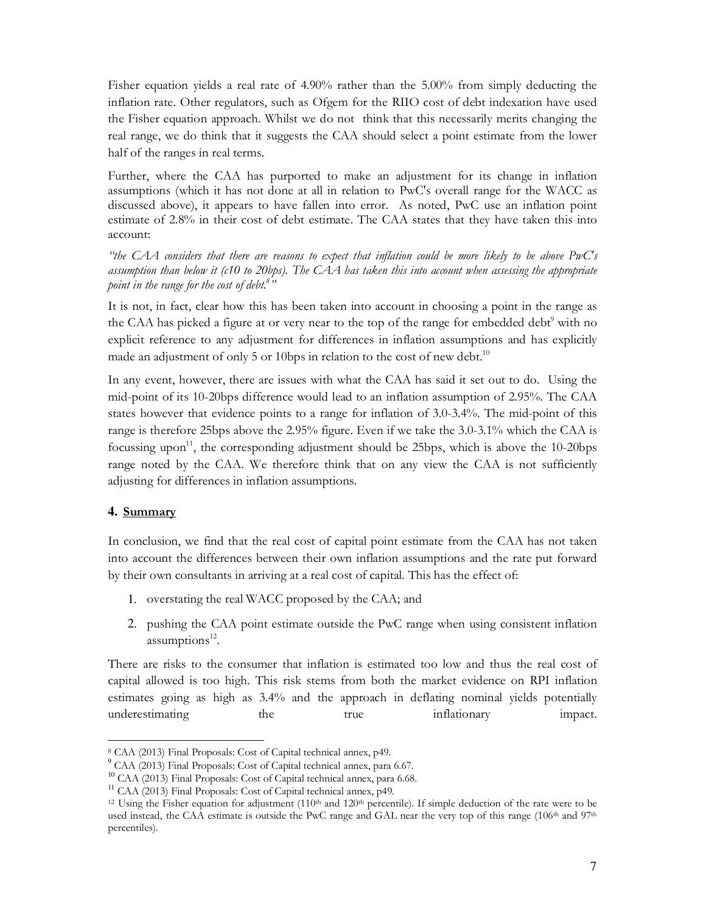Fisher equation yields a real rate of 4.90% rather than the 5.00% from simply deducting the inflation rate. Other regulators, such as Ofgem for the RIIO cost of debt indexation have used the Fisher equation approach. Whilst we do not think that this necessarily merits changing the real range, we do think that it suggests the CAA should select a point estimate from the lower half of the ranges in real terms.

Further, where the CAA has purported to make an adjustment for its change in inflation assumptions (which it has not done at all in relation to PwC's overall range for the WACC as discussed above), it appears to have fallen into error. As noted, PwC use an inflation point estimate of 2.8% in their cost of debt estimate. The CAA states that they have taken this into account:

*"the CAA considers that there are reasons to expect that inflation could be more likely to be above PwC's assumption than below it (c10 to 20bps). The CAA has taken this into account when assessing the appropriate point in the range for the cost of debt.[8]"*

It is not, in fact, clear how this has been taken into account in choosing a point in the range as the CAA has picked a figure at or very near to the top of the range for embedded debt[9] with no explicit reference to any adjustment for differences in inflation assumptions and has explicitly made an adjustment of only 5 or 10bps in relation to the cost of new debt.[10]

In any event, however, there are issues with what the CAA has said it set out to do. Using the mid-point of its 10-20bps difference would lead to an inflation assumption of 2.95%. The CAA states however that evidence points to a range for inflation of 3.0-3.4%. The mid-point of this range is therefore 25bps above the 2.95% figure. Even if we take the 3.0-3.1% which the CAA is focussing upon[11], the corresponding adjustment should be 25bps, which is above the 10-20bps range noted by the CAA. We therefore think that on any view the CAA is not sufficiently adjusting for differences in inflation assumptions.

## 4. Summary

In conclusion, we find that the real cost of capital point estimate from the CAA has not taken into account the differences between their own inflation assumptions and the rate put forward by their own consultants in arriving at a real cost of capital. This has the effect of:

1. overstating the real WACC proposed by the CAA; and
2. pushing the CAA point estimate outside the PwC range when using consistent inflation assumptions[12].

There are risks to the consumer that inflation is estimated too low and thus the real cost of capital allowed is too high. This risk stems from both the market evidence on RPI inflation estimates going as high as 3.4% and the approach in deflating nominal yields potentially underestimating the true inflationary impact.

---

[8] CAA (2013) Final Proposals: Cost of Capital technical annex, p49.

[9] CAA (2013) Final Proposals: Cost of Capital technical annex, para 6.67.

[10] CAA (2013) Final Proposals: Cost of Capital technical annex, para 6.68.

[11] CAA (2013) Final Proposals: Cost of Capital technical annex, p49.

[12] Using the Fisher equation for adjustment (110th and 120th percentile). If simple deduction of the rate were to be used instead, the CAA estimate is outside the PwC range and GAL near the very top of this range (106th and 97th percentiles).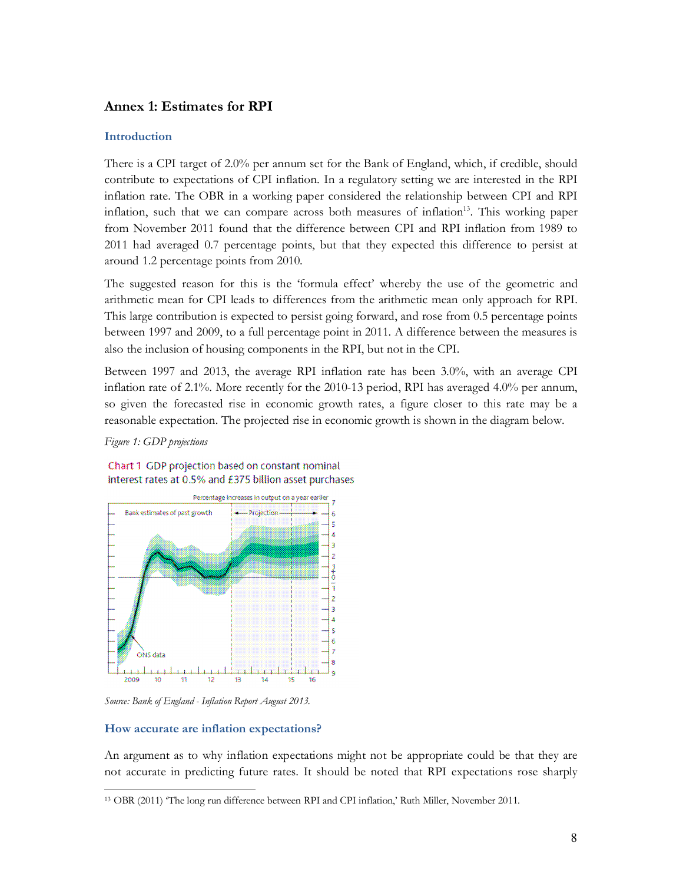## Annex 1: Estimates for RPI

### Introduction

There is a CPI target of 2.0% per annum set for the Bank of England, which, if credible, should contribute to expectations of CPI inflation. In a regulatory setting we are interested in the RPI inflation rate. The OBR in a working paper considered the relationship between CPI and RPI inflation, such that we can compare across both measures of inflation[13]. This working paper from November 2011 found that the difference between CPI and RPI inflation from 1989 to 2011 had averaged 0.7 percentage points, but that they expected this difference to persist at around 1.2 percentage points from 2010.

The suggested reason for this is the 'formula effect' whereby the use of the geometric and arithmetic mean for CPI leads to differences from the arithmetic mean only approach for RPI. This large contribution is expected to persist going forward, and rose from 0.5 percentage points between 1997 and 2009, to a full percentage point in 2011. A difference between the measures is also the inclusion of housing components in the RPI, but not in the CPI.

Between 1997 and 2013, the average RPI inflation rate has been 3.0%, with an average CPI inflation rate of 2.1%. More recently for the 2010-13 period, RPI has averaged 4.0% per annum, so given the forecasted rise in economic growth rates, a figure closer to this rate may be a reasonable expectation. The projected rise in economic growth is shown in the diagram below.

*Figure 1: GDP projections*

Chart 1 GDP projection based on constant nominal interest rates at 0.5% and £375 billion asset purchases

*Source: Bank of England - Inflation Report August 2013.*

### How accurate are inflation expectations?

An argument as to why inflation expectations might not be appropriate could be that they are not accurate in predicting future rates. It should be noted that RPI expectations rose sharply

[13] OBR (2011) 'The long run difference between RPI and CPI inflation,' Ruth Miller, November 2011.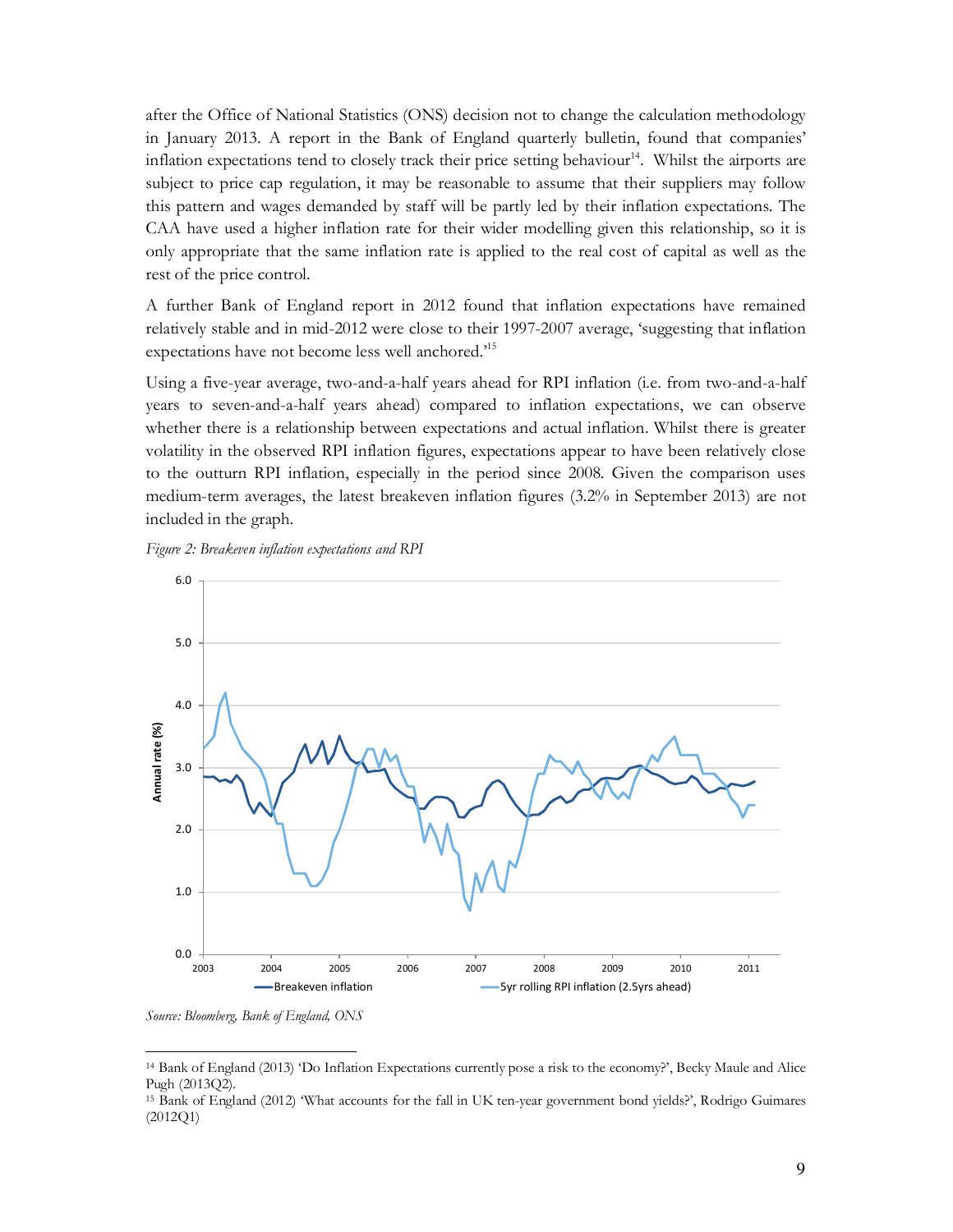after the Office of National Statistics (ONS) decision not to change the calculation methodology in January 2013. A report in the Bank of England quarterly bulletin, found that companies' inflation expectations tend to closely track their price setting behaviour[14]. Whilst the airports are subject to price cap regulation, it may be reasonable to assume that their suppliers may follow this pattern and wages demanded by staff will be partly led by their inflation expectations. The CAA have used a higher inflation rate for their wider modelling given this relationship, so it is only appropriate that the same inflation rate is applied to the real cost of capital as well as the rest of the price control.

A further Bank of England report in 2012 found that inflation expectations have remained relatively stable and in mid-2012 were close to their 1997-2007 average, 'suggesting that inflation expectations have not become less well anchored.'[15]

Using a five-year average, two-and-a-half years ahead for RPI inflation (i.e. from two-and-a-half years to seven-and-a-half years ahead) compared to inflation expectations, we can observe whether there is a relationship between expectations and actual inflation. Whilst there is greater volatility in the observed RPI inflation figures, expectations appear to have been relatively close to the outturn RPI inflation, especially in the period since 2008. Given the comparison uses medium-term averages, the latest breakeven inflation figures (3.2% in September 2013) are not included in the graph.

*Figure 2: Breakeven inflation expectations and RPI*

*Source: Bloomberg, Bank of England, ONS*

---

[14] Bank of England (2013) 'Do Inflation Expectations currently pose a risk to the economy?', Becky Maule and Alice Pugh (2013Q2).

[15] Bank of England (2012) 'What accounts for the fall in UK ten-year government bond yields?', Rodrigo Guimares (2012Q1)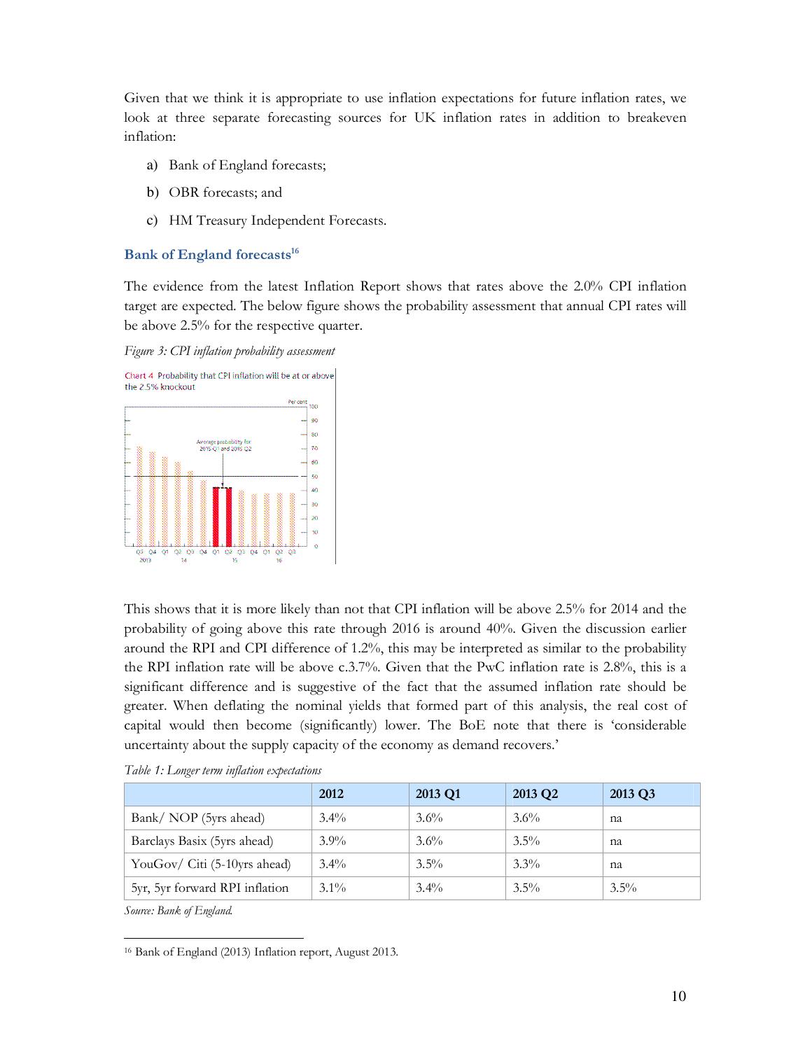Given that we think it is appropriate to use inflation expectations for future inflation rates, we look at three separate forecasting sources for UK inflation rates in addition to breakeven inflation:

a) Bank of England forecasts;

b) OBR forecasts; and

c) HM Treasury Independent Forecasts.

### Bank of England forecasts[16]

The evidence from the latest Inflation Report shows that rates above the 2.0% CPI inflation target are expected. The below figure shows the probability assessment that annual CPI rates will be above 2.5% for the respective quarter.

*Figure 3: CPI inflation probability assessment*

This shows that it is more likely than not that CPI inflation will be above 2.5% for 2014 and the probability of going above this rate through 2016 is around 40%. Given the discussion earlier around the RPI and CPI difference of 1.2%, this may be interpreted as similar to the probability the RPI inflation rate will be above c.3.7%. Given that the PwC inflation rate is 2.8%, this is a significant difference and is suggestive of the fact that the assumed inflation rate should be greater. When deflating the nominal yields that formed part of this analysis, the real cost of capital would then become (significantly) lower. The BoE note that there is 'considerable uncertainty about the supply capacity of the economy as demand recovers.'

*Table 1: Longer term inflation expectations*

| | 2012 | 2013 Q1 | 2013 Q2 | 2013 Q3 |
|---|---|---|---|---|
| Bank/ NOP (5yrs ahead) | 3.4% | 3.6% | 3.6% | na |
| Barclays Basix (5yrs ahead) | 3.9% | 3.6% | 3.5% | na |
| YouGov/ Citi (5-10yrs ahead) | 3.4% | 3.5% | 3.3% | na |
| 5yr, 5yr forward RPI inflation | 3.1% | 3.4% | 3.5% | 3.5% |

*Source: Bank of England.*

[16] Bank of England (2013) Inflation report, August 2013.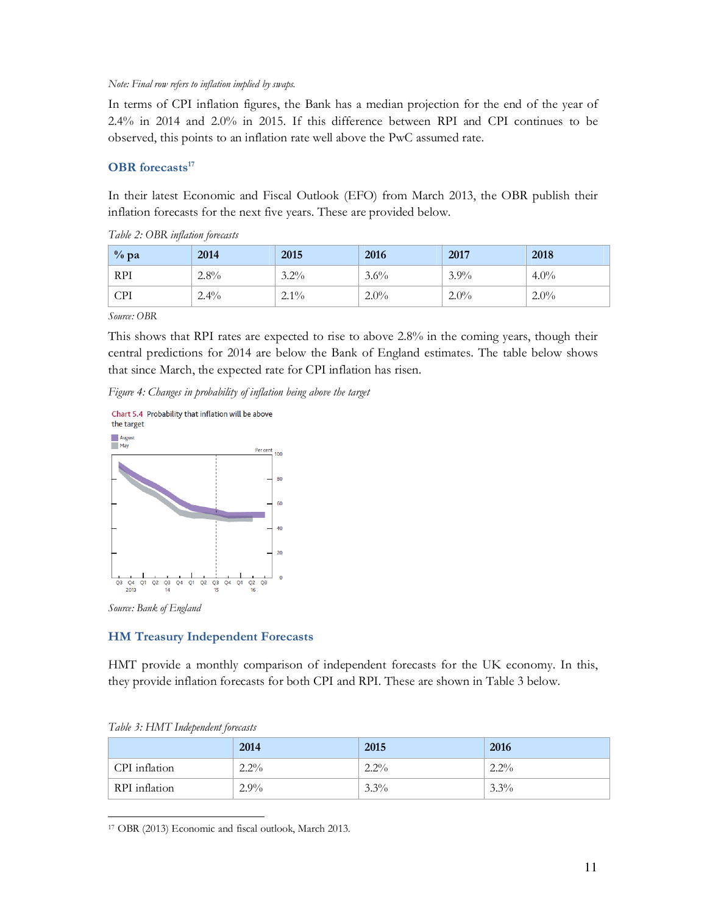*Note: Final row refers to inflation implied by swaps.*

In terms of CPI inflation figures, the Bank has a median projection for the end of the year of 2.4% in 2014 and 2.0% in 2015. If this difference between RPI and CPI continues to be observed, this points to an inflation rate well above the PwC assumed rate.

### OBR forecasts[17]

In their latest Economic and Fiscal Outlook (EFO) from March 2013, the OBR publish their inflation forecasts for the next five years. These are provided below.

*Table 2: OBR inflation forecasts*

| % pa | 2014 | 2015 | 2016 | 2017 | 2018 |
|---|---|---|---|---|---|
| RPI | 2.8% | 3.2% | 3.6% | 3.9% | 4.0% |
| CPI | 2.4% | 2.1% | 2.0% | 2.0% | 2.0% |

*Source: OBR*

This shows that RPI rates are expected to rise to above 2.8% in the coming years, though their central predictions for 2014 are below the Bank of England estimates. The table below shows that since March, the expected rate for CPI inflation has risen.

*Figure 4: Changes in probability of inflation being above the target*

*Source: Bank of England*

### HM Treasury Independent Forecasts

HMT provide a monthly comparison of independent forecasts for the UK economy. In this, they provide inflation forecasts for both CPI and RPI. These are shown in Table 3 below.

*Table 3: HMT Independent forecasts*

| | 2014 | 2015 | 2016 |
|---|---|---|---|
| CPI inflation | 2.2% | 2.2% | 2.2% |
| RPI inflation | 2.9% | 3.3% | 3.3% |

[17] OBR (2013) Economic and fiscal outlook, March 2013.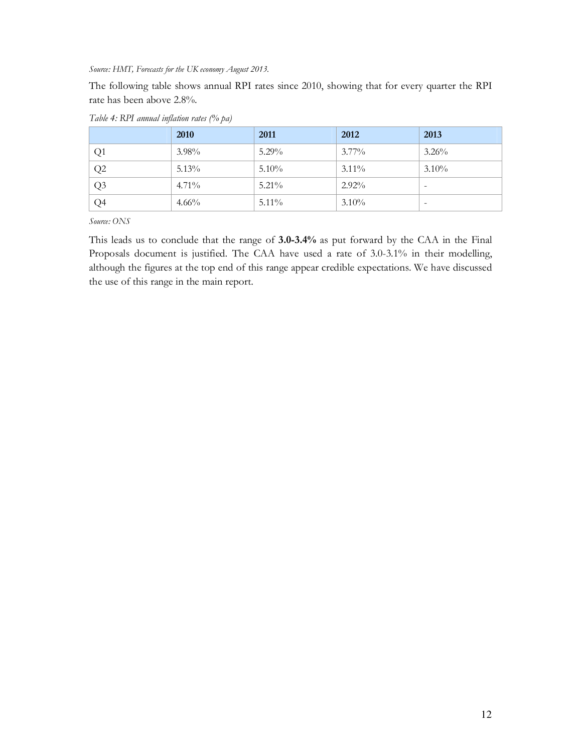*Source: HMT, Forecasts for the UK economy August 2013.*

The following table shows annual RPI rates since 2010, showing that for every quarter the RPI rate has been above 2.8%.

*Table 4: RPI annual inflation rates (% pa)*

| | **2010** | **2011** | **2012** | **2013** |
|---|---|---|---|---|
| Q1 | 3.98% | 5.29% | 3.77% | 3.26% |
| Q2 | 5.13% | 5.10% | 3.11% | 3.10% |
| Q3 | 4.71% | 5.21% | 2.92% | - |
| Q4 | 4.66% | 5.11% | 3.10% | - |

*Source: ONS*

This leads us to conclude that the range of **3.0-3.4%** as put forward by the CAA in the Final Proposals document is justified. The CAA have used a rate of 3.0-3.1% in their modelling, although the figures at the top end of this range appear credible expectations. We have discussed the use of this range in the main report.